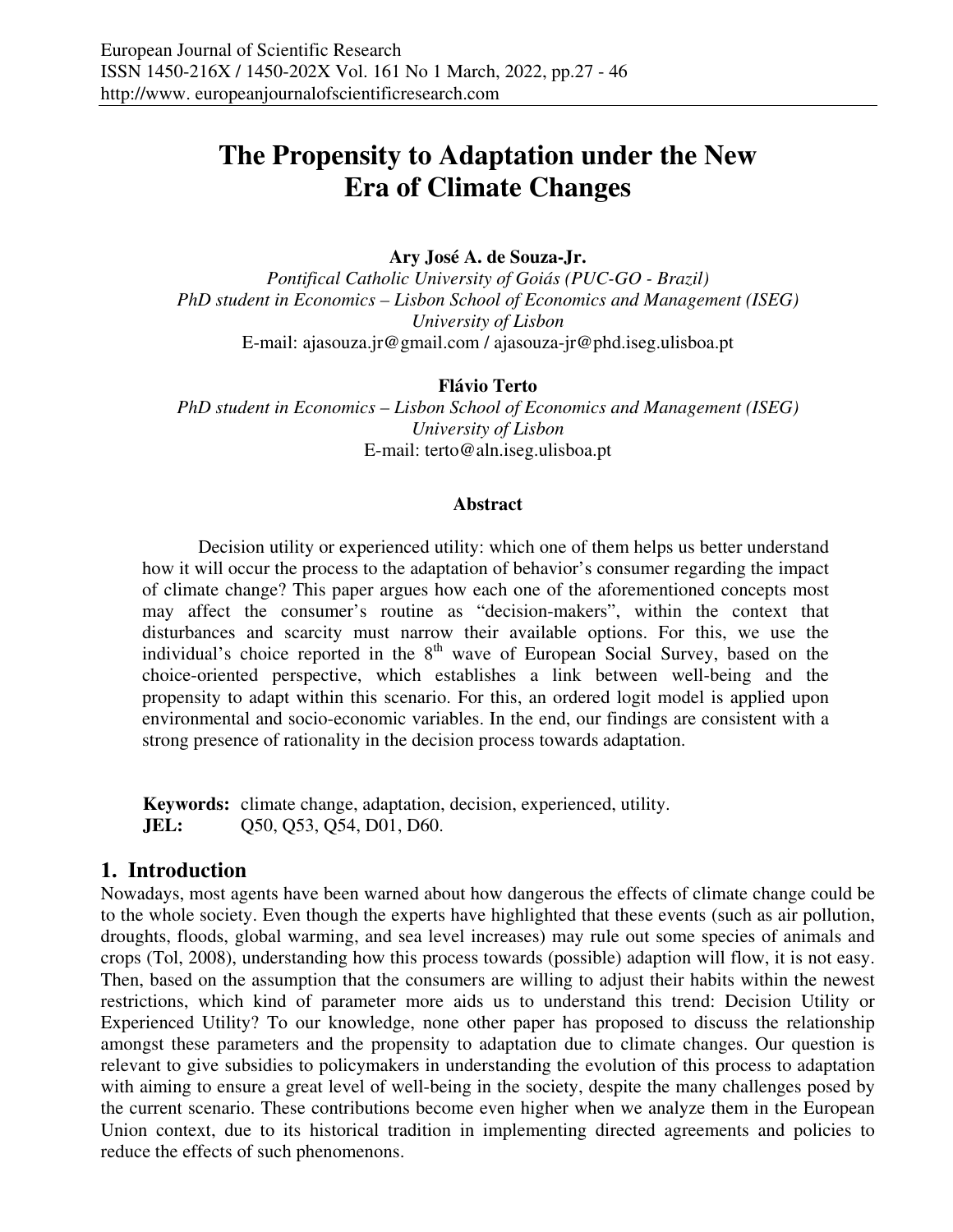# The Propensity to Adaptation under the New Era of Climate Changes

**Ary José A. de Souza-Jr.**
*Pontifical Catholic University of Goiás (PUC-GO - Brazil)*
*PhD student in Economics – Lisbon School of Economics and Management (ISEG)*
*University of Lisbon*
E-mail: ajasouza.jr@gmail.com / ajasouza-jr@phd.iseg.ulisboa.pt

**Flávio Terto**
*PhD student in Economics – Lisbon School of Economics and Management (ISEG)*
*University of Lisbon*
E-mail: terto@aln.iseg.ulisboa.pt

### Abstract

Decision utility or experienced utility: which one of them helps us better understand how it will occur the process to the adaptation of behavior's consumer regarding the impact of climate change? This paper argues how each one of the aforementioned concepts most may affect the consumer's routine as "decision-makers", within the context that disturbances and scarcity must narrow their available options. For this, we use the individual's choice reported in the 8th wave of European Social Survey, based on the choice-oriented perspective, which establishes a link between well-being and the propensity to adapt within this scenario. For this, an ordered logit model is applied upon environmental and socio-economic variables. In the end, our findings are consistent with a strong presence of rationality in the decision process towards adaptation.

**Keywords:** climate change, adaptation, decision, experienced, utility.
**JEL:** Q50, Q53, Q54, D01, D60.

## 1. Introduction

Nowadays, most agents have been warned about how dangerous the effects of climate change could be to the whole society. Even though the experts have highlighted that these events (such as air pollution, droughts, floods, global warming, and sea level increases) may rule out some species of animals and crops (Tol, 2008), understanding how this process towards (possible) adaption will flow, it is not easy. Then, based on the assumption that the consumers are willing to adjust their habits within the newest restrictions, which kind of parameter more aids us to understand this trend: Decision Utility or Experienced Utility? To our knowledge, none other paper has proposed to discuss the relationship amongst these parameters and the propensity to adaptation due to climate changes. Our question is relevant to give subsidies to policymakers in understanding the evolution of this process to adaptation with aiming to ensure a great level of well-being in the society, despite the many challenges posed by the current scenario. These contributions become even higher when we analyze them in the European Union context, due to its historical tradition in implementing directed agreements and policies to reduce the effects of such phenomenons.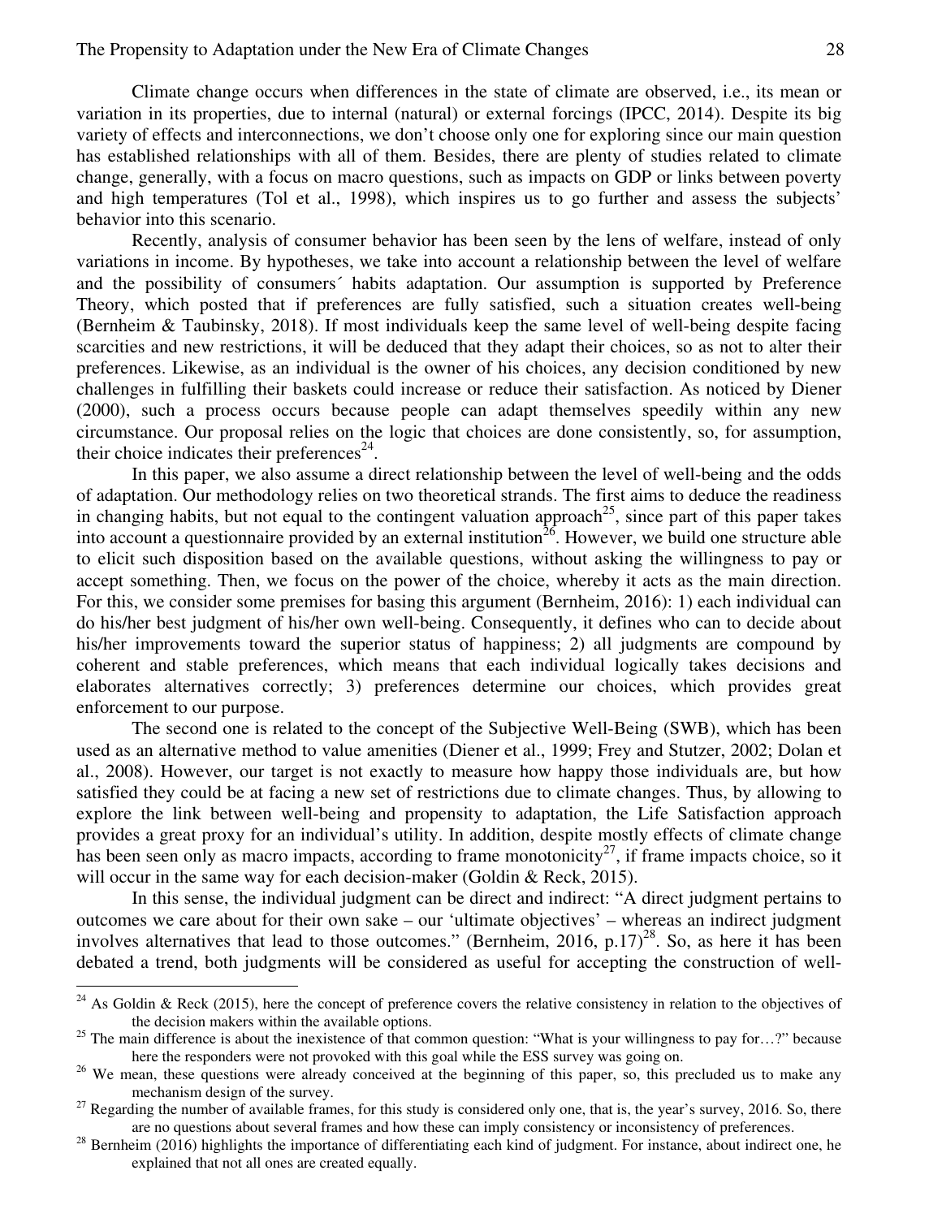Climate change occurs when differences in the state of climate are observed, i.e., its mean or variation in its properties, due to internal (natural) or external forcings (IPCC, 2014). Despite its big variety of effects and interconnections, we don't choose only one for exploring since our main question has established relationships with all of them. Besides, there are plenty of studies related to climate change, generally, with a focus on macro questions, such as impacts on GDP or links between poverty and high temperatures (Tol et al., 1998), which inspires us to go further and assess the subjects' behavior into this scenario.

Recently, analysis of consumer behavior has been seen by the lens of welfare, instead of only variations in income. By hypotheses, we take into account a relationship between the level of welfare and the possibility of consumers´ habits adaptation. Our assumption is supported by Preference Theory, which posted that if preferences are fully satisfied, such a situation creates well-being (Bernheim & Taubinsky, 2018). If most individuals keep the same level of well-being despite facing scarcities and new restrictions, it will be deduced that they adapt their choices, so as not to alter their preferences. Likewise, as an individual is the owner of his choices, any decision conditioned by new challenges in fulfilling their baskets could increase or reduce their satisfaction. As noticed by Diener (2000), such a process occurs because people can adapt themselves speedily within any new circumstance. Our proposal relies on the logic that choices are done consistently, so, for assumption, their choice indicates their preferences[24].

In this paper, we also assume a direct relationship between the level of well-being and the odds of adaptation. Our methodology relies on two theoretical strands. The first aims to deduce the readiness in changing habits, but not equal to the contingent valuation approach[25], since part of this paper takes into account a questionnaire provided by an external institution[26]. However, we build one structure able to elicit such disposition based on the available questions, without asking the willingness to pay or accept something. Then, we focus on the power of the choice, whereby it acts as the main direction. For this, we consider some premises for basing this argument (Bernheim, 2016): 1) each individual can do his/her best judgment of his/her own well-being. Consequently, it defines who can to decide about his/her improvements toward the superior status of happiness; 2) all judgments are compound by coherent and stable preferences, which means that each individual logically takes decisions and elaborates alternatives correctly; 3) preferences determine our choices, which provides great enforcement to our purpose.

The second one is related to the concept of the Subjective Well-Being (SWB), which has been used as an alternative method to value amenities (Diener et al., 1999; Frey and Stutzer, 2002; Dolan et al., 2008). However, our target is not exactly to measure how happy those individuals are, but how satisfied they could be at facing a new set of restrictions due to climate changes. Thus, by allowing to explore the link between well-being and propensity to adaptation, the Life Satisfaction approach provides a great proxy for an individual's utility. In addition, despite mostly effects of climate change has been seen only as macro impacts, according to frame monotonicity[27], if frame impacts choice, so it will occur in the same way for each decision-maker (Goldin & Reck, 2015).

In this sense, the individual judgment can be direct and indirect: "A direct judgment pertains to outcomes we care about for their own sake – our 'ultimate objectives' – whereas an indirect judgment involves alternatives that lead to those outcomes." (Bernheim, 2016, p.17)[28]. So, as here it has been debated a trend, both judgments will be considered as useful for accepting the construction of well-

---

[24] As Goldin & Reck (2015), here the concept of preference covers the relative consistency in relation to the objectives of the decision makers within the available options.

[25] The main difference is about the inexistence of that common question: "What is your willingness to pay for…?" because here the responders were not provoked with this goal while the ESS survey was going on.

[26] We mean, these questions were already conceived at the beginning of this paper, so, this precluded us to make any mechanism design of the survey.

[27] Regarding the number of available frames, for this study is considered only one, that is, the year's survey, 2016. So, there are no questions about several frames and how these can imply consistency or inconsistency of preferences.

[28] Bernheim (2016) highlights the importance of differentiating each kind of judgment. For instance, about indirect one, he explained that not all ones are created equally.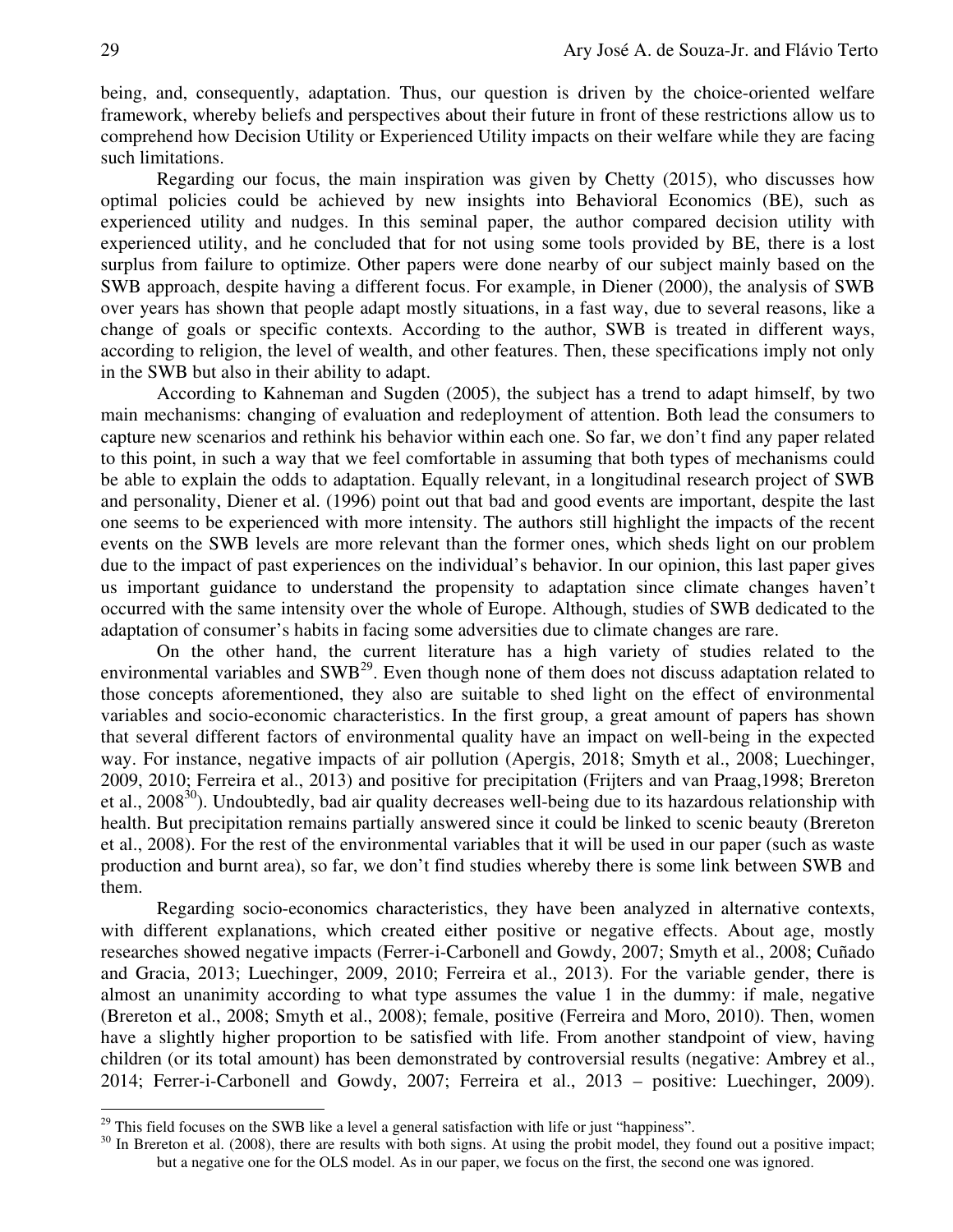being, and, consequently, adaptation. Thus, our question is driven by the choice-oriented welfare framework, whereby beliefs and perspectives about their future in front of these restrictions allow us to comprehend how Decision Utility or Experienced Utility impacts on their welfare while they are facing such limitations.

Regarding our focus, the main inspiration was given by Chetty (2015), who discusses how optimal policies could be achieved by new insights into Behavioral Economics (BE), such as experienced utility and nudges. In this seminal paper, the author compared decision utility with experienced utility, and he concluded that for not using some tools provided by BE, there is a lost surplus from failure to optimize. Other papers were done nearby of our subject mainly based on the SWB approach, despite having a different focus. For example, in Diener (2000), the analysis of SWB over years has shown that people adapt mostly situations, in a fast way, due to several reasons, like a change of goals or specific contexts. According to the author, SWB is treated in different ways, according to religion, the level of wealth, and other features. Then, these specifications imply not only in the SWB but also in their ability to adapt.

According to Kahneman and Sugden (2005), the subject has a trend to adapt himself, by two main mechanisms: changing of evaluation and redeployment of attention. Both lead the consumers to capture new scenarios and rethink his behavior within each one. So far, we don't find any paper related to this point, in such a way that we feel comfortable in assuming that both types of mechanisms could be able to explain the odds to adaptation. Equally relevant, in a longitudinal research project of SWB and personality, Diener et al. (1996) point out that bad and good events are important, despite the last one seems to be experienced with more intensity. The authors still highlight the impacts of the recent events on the SWB levels are more relevant than the former ones, which sheds light on our problem due to the impact of past experiences on the individual's behavior. In our opinion, this last paper gives us important guidance to understand the propensity to adaptation since climate changes haven't occurred with the same intensity over the whole of Europe. Although, studies of SWB dedicated to the adaptation of consumer's habits in facing some adversities due to climate changes are rare.

On the other hand, the current literature has a high variety of studies related to the environmental variables and SWB[29]. Even though none of them does not discuss adaptation related to those concepts aforementioned, they also are suitable to shed light on the effect of environmental variables and socio-economic characteristics. In the first group, a great amount of papers has shown that several different factors of environmental quality have an impact on well-being in the expected way. For instance, negative impacts of air pollution (Apergis, 2018; Smyth et al., 2008; Luechinger, 2009, 2010; Ferreira et al., 2013) and positive for precipitation (Frijters and van Praag,1998; Brereton et al., 2008[30]). Undoubtedly, bad air quality decreases well-being due to its hazardous relationship with health. But precipitation remains partially answered since it could be linked to scenic beauty (Brereton et al., 2008). For the rest of the environmental variables that it will be used in our paper (such as waste production and burnt area), so far, we don't find studies whereby there is some link between SWB and them.

Regarding socio-economics characteristics, they have been analyzed in alternative contexts, with different explanations, which created either positive or negative effects. About age, mostly researches showed negative impacts (Ferrer-i-Carbonell and Gowdy, 2007; Smyth et al., 2008; Cuñado and Gracia, 2013; Luechinger, 2009, 2010; Ferreira et al., 2013). For the variable gender, there is almost an unanimity according to what type assumes the value 1 in the dummy: if male, negative (Brereton et al., 2008; Smyth et al., 2008); female, positive (Ferreira and Moro, 2010). Then, women have a slightly higher proportion to be satisfied with life. From another standpoint of view, having children (or its total amount) has been demonstrated by controversial results (negative: Ambrey et al., 2014; Ferrer-i-Carbonell and Gowdy, 2007; Ferreira et al., 2013 – positive: Luechinger, 2009).

---

[29] This field focuses on the SWB like a level a general satisfaction with life or just "happiness".

[30] In Brereton et al. (2008), there are results with both signs. At using the probit model, they found out a positive impact; but a negative one for the OLS model. As in our paper, we focus on the first, the second one was ignored.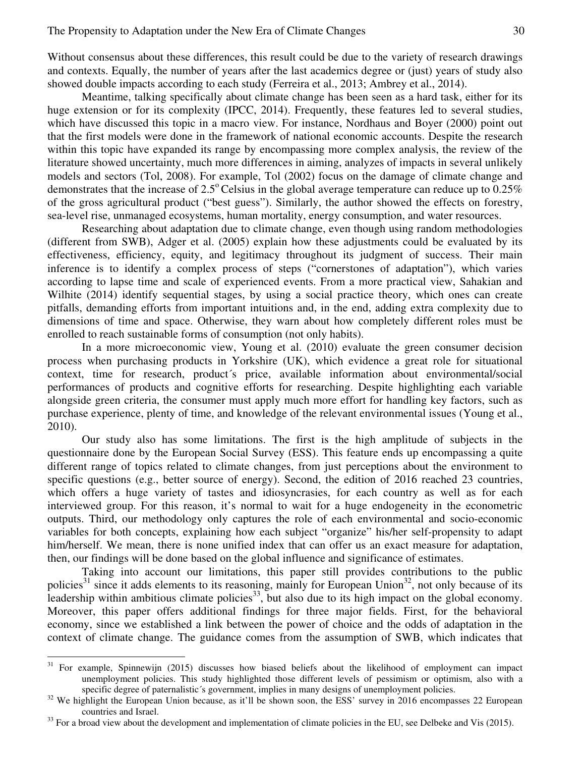Without consensus about these differences, this result could be due to the variety of research drawings and contexts. Equally, the number of years after the last academics degree or (just) years of study also showed double impacts according to each study (Ferreira et al., 2013; Ambrey et al., 2014).

Meantime, talking specifically about climate change has been seen as a hard task, either for its huge extension or for its complexity (IPCC, 2014). Frequently, these features led to several studies, which have discussed this topic in a macro view. For instance, Nordhaus and Boyer (2000) point out that the first models were done in the framework of national economic accounts. Despite the research within this topic have expanded its range by encompassing more complex analysis, the review of the literature showed uncertainty, much more differences in aiming, analyzes of impacts in several unlikely models and sectors (Tol, 2008). For example, Tol (2002) focus on the damage of climate change and demonstrates that the increase of 2.5° Celsius in the global average temperature can reduce up to 0.25% of the gross agricultural product ("best guess"). Similarly, the author showed the effects on forestry, sea-level rise, unmanaged ecosystems, human mortality, energy consumption, and water resources.

Researching about adaptation due to climate change, even though using random methodologies (different from SWB), Adger et al. (2005) explain how these adjustments could be evaluated by its effectiveness, efficiency, equity, and legitimacy throughout its judgment of success. Their main inference is to identify a complex process of steps ("cornerstones of adaptation"), which varies according to lapse time and scale of experienced events. From a more practical view, Sahakian and Wilhite (2014) identify sequential stages, by using a social practice theory, which ones can create pitfalls, demanding efforts from important intuitions and, in the end, adding extra complexity due to dimensions of time and space. Otherwise, they warn about how completely different roles must be enrolled to reach sustainable forms of consumption (not only habits).

In a more microeconomic view, Young et al. (2010) evaluate the green consumer decision process when purchasing products in Yorkshire (UK), which evidence a great role for situational context, time for research, product´s price, available information about environmental/social performances of products and cognitive efforts for researching. Despite highlighting each variable alongside green criteria, the consumer must apply much more effort for handling key factors, such as purchase experience, plenty of time, and knowledge of the relevant environmental issues (Young et al., 2010).

Our study also has some limitations. The first is the high amplitude of subjects in the questionnaire done by the European Social Survey (ESS). This feature ends up encompassing a quite different range of topics related to climate changes, from just perceptions about the environment to specific questions (e.g., better source of energy). Second, the edition of 2016 reached 23 countries, which offers a huge variety of tastes and idiosyncrasies, for each country as well as for each interviewed group. For this reason, it's normal to wait for a huge endogeneity in the econometric outputs. Third, our methodology only captures the role of each environmental and socio-economic variables for both concepts, explaining how each subject "organize" his/her self-propensity to adapt him/herself. We mean, there is none unified index that can offer us an exact measure for adaptation, then, our findings will be done based on the global influence and significance of estimates.

Taking into account our limitations, this paper still provides contributions to the public policies[31] since it adds elements to its reasoning, mainly for European Union[32], not only because of its leadership within ambitious climate policies[33], but also due to its high impact on the global economy. Moreover, this paper offers additional findings for three major fields. First, for the behavioral economy, since we established a link between the power of choice and the odds of adaptation in the context of climate change. The guidance comes from the assumption of SWB, which indicates that

---

[31] For example, Spinnewijn (2015) discusses how biased beliefs about the likelihood of employment can impact unemployment policies. This study highlighted those different levels of pessimism or optimism, also with a specific degree of paternalistic´s government, implies in many designs of unemployment policies.

[32] We highlight the European Union because, as it'll be shown soon, the ESS' survey in 2016 encompasses 22 European countries and Israel.

[33] For a broad view about the development and implementation of climate policies in the EU, see Delbeke and Vis (2015).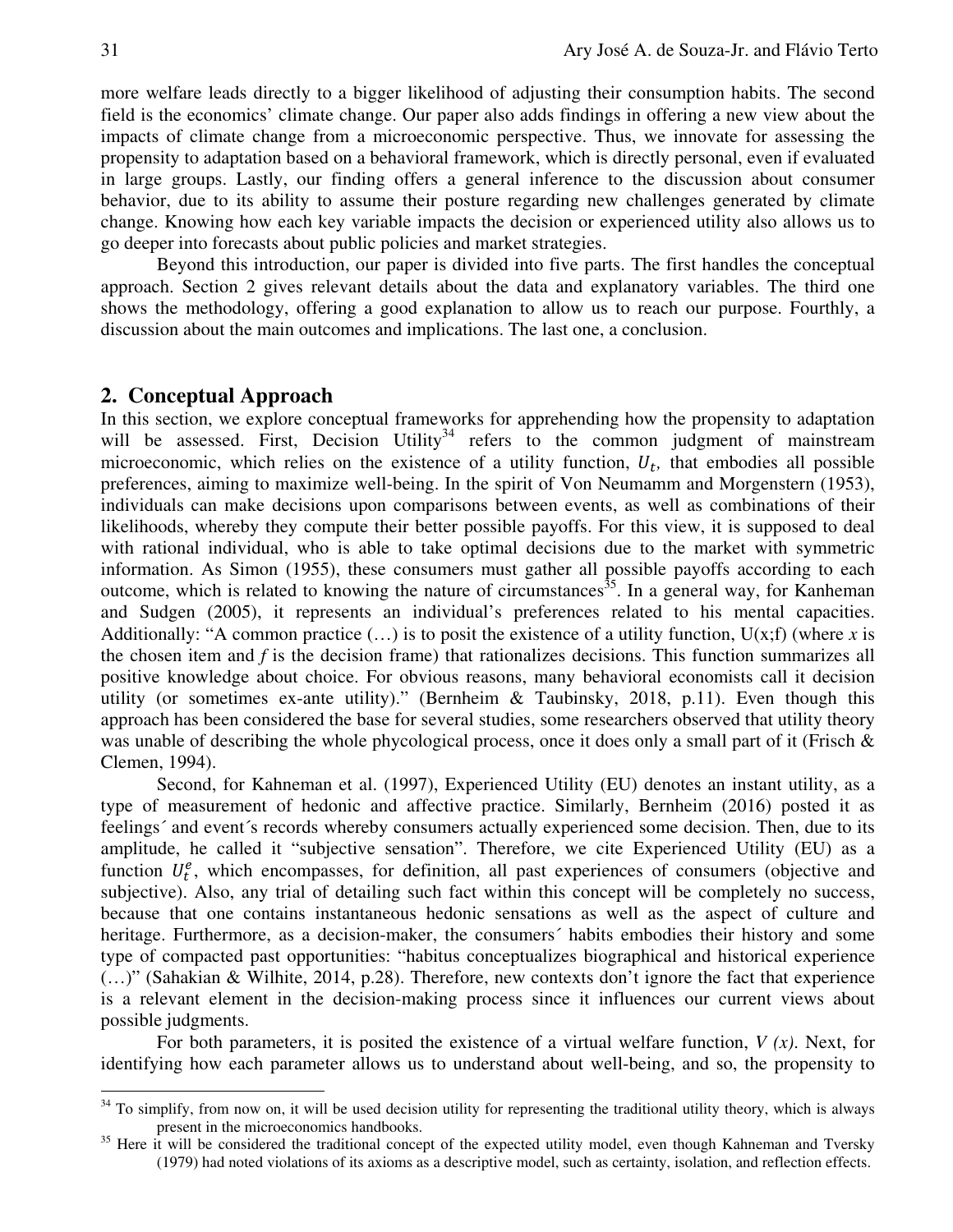more welfare leads directly to a bigger likelihood of adjusting their consumption habits. The second field is the economics' climate change. Our paper also adds findings in offering a new view about the impacts of climate change from a microeconomic perspective. Thus, we innovate for assessing the propensity to adaptation based on a behavioral framework, which is directly personal, even if evaluated in large groups. Lastly, our finding offers a general inference to the discussion about consumer behavior, due to its ability to assume their posture regarding new challenges generated by climate change. Knowing how each key variable impacts the decision or experienced utility also allows us to go deeper into forecasts about public policies and market strategies.

Beyond this introduction, our paper is divided into five parts. The first handles the conceptual approach. Section 2 gives relevant details about the data and explanatory variables. The third one shows the methodology, offering a good explanation to allow us to reach our purpose. Fourthly, a discussion about the main outcomes and implications. The last one, a conclusion.

## 2. Conceptual Approach

In this section, we explore conceptual frameworks for apprehending how the propensity to adaptation will be assessed. First, Decision Utility[34] refers to the common judgment of mainstream microeconomic, which relies on the existence of a utility function, $U_t$, that embodies all possible preferences, aiming to maximize well-being. In the spirit of Von Neumamm and Morgenstern (1953), individuals can make decisions upon comparisons between events, as well as combinations of their likelihoods, whereby they compute their better possible payoffs. For this view, it is supposed to deal with rational individual, who is able to take optimal decisions due to the market with symmetric information. As Simon (1955), these consumers must gather all possible payoffs according to each outcome, which is related to knowing the nature of circumstances[35]. In a general way, for Kanheman and Sudgen (2005), it represents an individual's preferences related to his mental capacities. Additionally: "A common practice (…) is to posit the existence of a utility function, U(x;f) (where *x* is the chosen item and *f* is the decision frame) that rationalizes decisions. This function summarizes all positive knowledge about choice. For obvious reasons, many behavioral economists call it decision utility (or sometimes ex-ante utility)." (Bernheim & Taubinsky, 2018, p.11). Even though this approach has been considered the base for several studies, some researchers observed that utility theory was unable of describing the whole phycological process, once it does only a small part of it (Frisch & Clemen, 1994).

Second, for Kahneman et al. (1997), Experienced Utility (EU) denotes an instant utility, as a type of measurement of hedonic and affective practice. Similarly, Bernheim (2016) posted it as feelings´ and event´s records whereby consumers actually experienced some decision. Then, due to its amplitude, he called it "subjective sensation". Therefore, we cite Experienced Utility (EU) as a function $U_t^e$, which encompasses, for definition, all past experiences of consumers (objective and subjective). Also, any trial of detailing such fact within this concept will be completely no success, because that one contains instantaneous hedonic sensations as well as the aspect of culture and heritage. Furthermore, as a decision-maker, the consumers´ habits embodies their history and some type of compacted past opportunities: "habitus conceptualizes biographical and historical experience (…)" (Sahakian & Wilhite, 2014, p.28). Therefore, new contexts don't ignore the fact that experience is a relevant element in the decision-making process since it influences our current views about possible judgments.

For both parameters, it is posited the existence of a virtual welfare function, *V (x)*. Next, for identifying how each parameter allows us to understand about well-being, and so, the propensity to

---

[34] To simplify, from now on, it will be used decision utility for representing the traditional utility theory, which is always present in the microeconomics handbooks.

[35] Here it will be considered the traditional concept of the expected utility model, even though Kahneman and Tversky (1979) had noted violations of its axioms as a descriptive model, such as certainty, isolation, and reflection effects.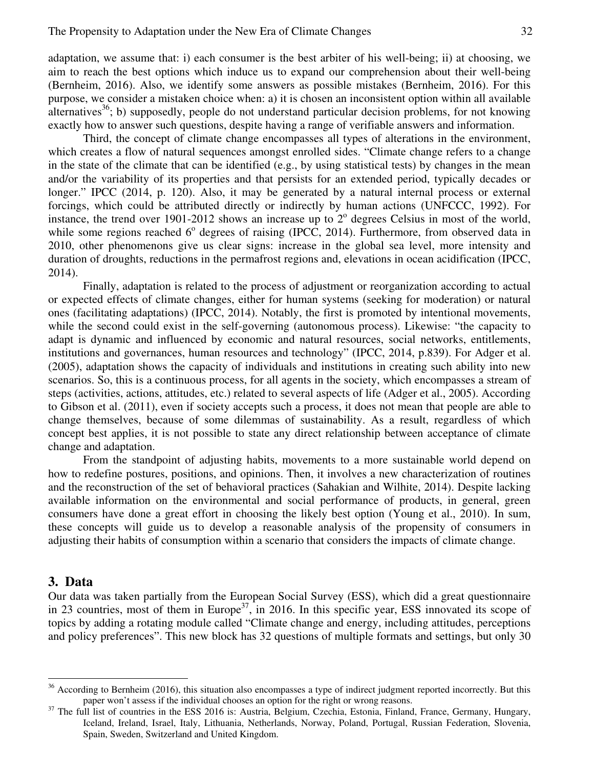adaptation, we assume that: i) each consumer is the best arbiter of his well-being; ii) at choosing, we aim to reach the best options which induce us to expand our comprehension about their well-being (Bernheim, 2016). Also, we identify some answers as possible mistakes (Bernheim, 2016). For this purpose, we consider a mistaken choice when: a) it is chosen an inconsistent option within all available alternatives[36]; b) supposedly, people do not understand particular decision problems, for not knowing exactly how to answer such questions, despite having a range of verifiable answers and information.

Third, the concept of climate change encompasses all types of alterations in the environment, which creates a flow of natural sequences amongst enrolled sides. "Climate change refers to a change in the state of the climate that can be identified (e.g., by using statistical tests) by changes in the mean and/or the variability of its properties and that persists for an extended period, typically decades or longer." IPCC (2014, p. 120). Also, it may be generated by a natural internal process or external forcings, which could be attributed directly or indirectly by human actions (UNFCCC, 1992). For instance, the trend over 1901-2012 shows an increase up to 2° degrees Celsius in most of the world, while some regions reached 6° degrees of raising (IPCC, 2014). Furthermore, from observed data in 2010, other phenomenons give us clear signs: increase in the global sea level, more intensity and duration of droughts, reductions in the permafrost regions and, elevations in ocean acidification (IPCC, 2014).

Finally, adaptation is related to the process of adjustment or reorganization according to actual or expected effects of climate changes, either for human systems (seeking for moderation) or natural ones (facilitating adaptations) (IPCC, 2014). Notably, the first is promoted by intentional movements, while the second could exist in the self-governing (autonomous process). Likewise: "the capacity to adapt is dynamic and influenced by economic and natural resources, social networks, entitlements, institutions and governances, human resources and technology" (IPCC, 2014, p.839). For Adger et al. (2005), adaptation shows the capacity of individuals and institutions in creating such ability into new scenarios. So, this is a continuous process, for all agents in the society, which encompasses a stream of steps (activities, actions, attitudes, etc.) related to several aspects of life (Adger et al., 2005). According to Gibson et al. (2011), even if society accepts such a process, it does not mean that people are able to change themselves, because of some dilemmas of sustainability. As a result, regardless of which concept best applies, it is not possible to state any direct relationship between acceptance of climate change and adaptation.

From the standpoint of adjusting habits, movements to a more sustainable world depend on how to redefine postures, positions, and opinions. Then, it involves a new characterization of routines and the reconstruction of the set of behavioral practices (Sahakian and Wilhite, 2014). Despite lacking available information on the environmental and social performance of products, in general, green consumers have done a great effort in choosing the likely best option (Young et al., 2010). In sum, these concepts will guide us to develop a reasonable analysis of the propensity of consumers in adjusting their habits of consumption within a scenario that considers the impacts of climate change.

## 3. Data

Our data was taken partially from the European Social Survey (ESS), which did a great questionnaire in 23 countries, most of them in Europe[37], in 2016. In this specific year, ESS innovated its scope of topics by adding a rotating module called "Climate change and energy, including attitudes, perceptions and policy preferences". This new block has 32 questions of multiple formats and settings, but only 30

---

[36] According to Bernheim (2016), this situation also encompasses a type of indirect judgment reported incorrectly. But this paper won't assess if the individual chooses an option for the right or wrong reasons.

[37] The full list of countries in the ESS 2016 is: Austria, Belgium, Czechia, Estonia, Finland, France, Germany, Hungary, Iceland, Ireland, Israel, Italy, Lithuania, Netherlands, Norway, Poland, Portugal, Russian Federation, Slovenia, Spain, Sweden, Switzerland and United Kingdom.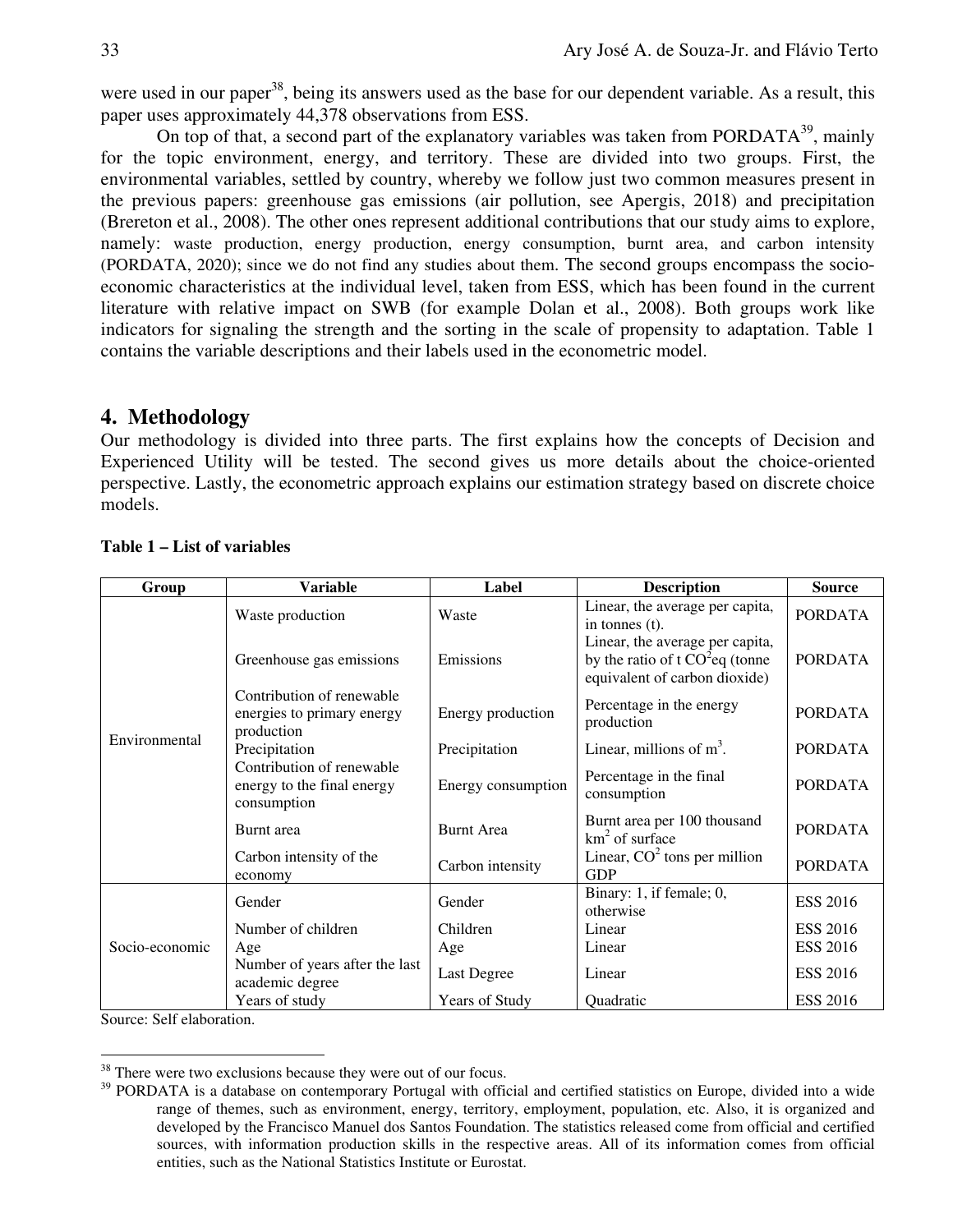were used in our paper[38], being its answers used as the base for our dependent variable. As a result, this paper uses approximately 44,378 observations from ESS.

On top of that, a second part of the explanatory variables was taken from PORDATA[39], mainly for the topic environment, energy, and territory. These are divided into two groups. First, the environmental variables, settled by country, whereby we follow just two common measures present in the previous papers: greenhouse gas emissions (air pollution, see Apergis, 2018) and precipitation (Brereton et al., 2008). The other ones represent additional contributions that our study aims to explore, namely: waste production, energy production, energy consumption, burnt area, and carbon intensity (PORDATA, 2020); since we do not find any studies about them. The second groups encompass the socio-economic characteristics at the individual level, taken from ESS, which has been found in the current literature with relative impact on SWB (for example Dolan et al., 2008). Both groups work like indicators for signaling the strength and the sorting in the scale of propensity to adaptation. Table 1 contains the variable descriptions and their labels used in the econometric model.

## 4. Methodology

Our methodology is divided into three parts. The first explains how the concepts of Decision and Experienced Utility will be tested. The second gives us more details about the choice-oriented perspective. Lastly, the econometric approach explains our estimation strategy based on discrete choice models.

**Table 1 – List of variables**

| Group | Variable | Label | Description | Source |
|---|---|---|---|---|
| Environmental | Waste production | Waste | Linear, the average per capita, in tonnes (t). | PORDATA |
| | Greenhouse gas emissions | Emissions | Linear, the average per capita, by the ratio of t $CO^2$eq (tonne equivalent of carbon dioxide) | PORDATA |
| | Contribution of renewable energies to primary energy production | Energy production | Percentage in the energy production | PORDATA |
| | Precipitation | Precipitation | Linear, millions of $m^3$. | PORDATA |
| | Contribution of renewable energy to the final energy consumption | Energy consumption | Percentage in the final consumption | PORDATA |
| | Burnt area | Burnt Area | Burnt area per 100 thousand $km^2$ of surface | PORDATA |
| | Carbon intensity of the economy | Carbon intensity | Linear, $CO^2$ tons per million GDP | PORDATA |
| Socio-economic | Gender | Gender | Binary: 1, if female; 0, otherwise | ESS 2016 |
| | Number of children | Children | Linear | ESS 2016 |
| | Age | Age | Linear | ESS 2016 |
| | Number of years after the last academic degree | Last Degree | Linear | ESS 2016 |
| | Years of study | Years of Study | Quadratic | ESS 2016 |

Source: Self elaboration.

[38] There were two exclusions because they were out of our focus.

[39] PORDATA is a database on contemporary Portugal with official and certified statistics on Europe, divided into a wide range of themes, such as environment, energy, territory, employment, population, etc. Also, it is organized and developed by the Francisco Manuel dos Santos Foundation. The statistics released come from official and certified sources, with information production skills in the respective areas. All of its information comes from official entities, such as the National Statistics Institute or Eurostat.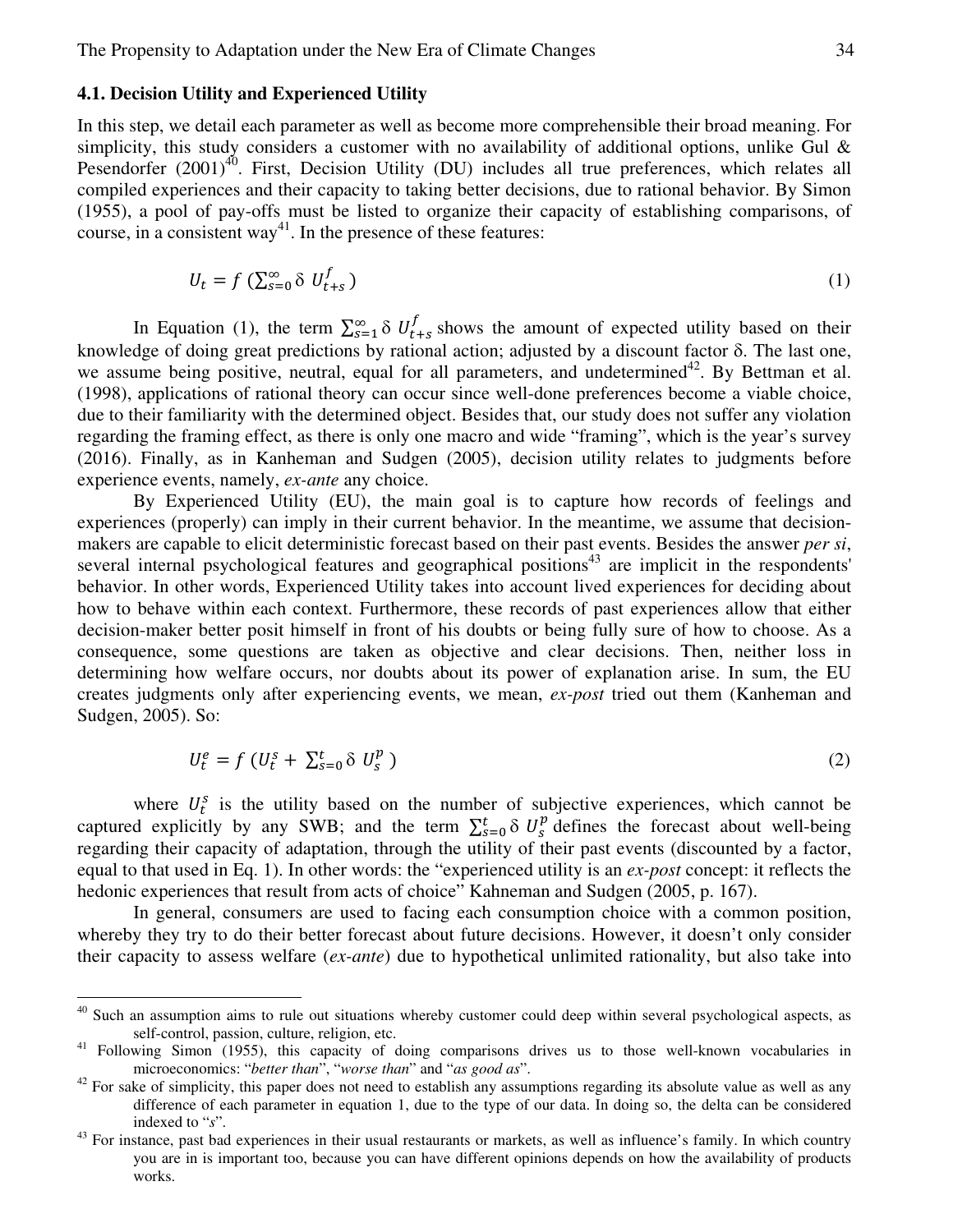### 4.1. Decision Utility and Experienced Utility

In this step, we detail each parameter as well as become more comprehensible their broad meaning. For simplicity, this study considers a customer with no availability of additional options, unlike Gul & Pesendorfer (2001)[40]. First, Decision Utility (DU) includes all true preferences, which relates all compiled experiences and their capacity to taking better decisions, due to rational behavior. By Simon (1955), a pool of pay-offs must be listed to organize their capacity of establishing comparisons, of course, in a consistent way[41]. In the presence of these features:

$$U_t = f\left(\sum_{s=0}^{\infty} \delta \; U_{t+s}^{f}\right) \tag{1}$$

In Equation (1), the term $\sum_{s=1}^{\infty} \delta \; U_{t+s}^{f}$ shows the amount of expected utility based on their knowledge of doing great predictions by rational action; adjusted by a discount factor δ. The last one, we assume being positive, neutral, equal for all parameters, and undetermined[42]. By Bettman et al. (1998), applications of rational theory can occur since well-done preferences become a viable choice, due to their familiarity with the determined object. Besides that, our study does not suffer any violation regarding the framing effect, as there is only one macro and wide "framing", which is the year's survey (2016). Finally, as in Kanheman and Sudgen (2005), decision utility relates to judgments before experience events, namely, *ex-ante* any choice.

By Experienced Utility (EU), the main goal is to capture how records of feelings and experiences (properly) can imply in their current behavior. In the meantime, we assume that decision-makers are capable to elicit deterministic forecast based on their past events. Besides the answer *per si*, several internal psychological features and geographical positions[43] are implicit in the respondents' behavior. In other words, Experienced Utility takes into account lived experiences for deciding about how to behave within each context. Furthermore, these records of past experiences allow that either decision-maker better posit himself in front of his doubts or being fully sure of how to choose. As a consequence, some questions are taken as objective and clear decisions. Then, neither loss in determining how welfare occurs, nor doubts about its power of explanation arise. In sum, the EU creates judgments only after experiencing events, we mean, *ex-post* tried out them (Kanheman and Sudgen, 2005). So:

$$U_t^{e} = f\left(U_t^{s} + \sum_{s=0}^{t} \delta \; U_s^{p}\right) \tag{2}$$

where $U_t^{s}$ is the utility based on the number of subjective experiences, which cannot be captured explicitly by any SWB; and the term $\sum_{s=0}^{t} \delta \; U_s^{p}$ defines the forecast about well-being regarding their capacity of adaptation, through the utility of their past events (discounted by a factor, equal to that used in Eq. 1). In other words: the "experienced utility is an *ex-post* concept: it reflects the hedonic experiences that result from acts of choice" Kahneman and Sudgen (2005, p. 167).

In general, consumers are used to facing each consumption choice with a common position, whereby they try to do their better forecast about future decisions. However, it doesn't only consider their capacity to assess welfare (*ex-ante*) due to hypothetical unlimited rationality, but also take into

---

[40] Such an assumption aims to rule out situations whereby customer could deep within several psychological aspects, as self-control, passion, culture, religion, etc.

[41] Following Simon (1955), this capacity of doing comparisons drives us to those well-known vocabularies in microeconomics: "*better than*", "*worse than*" and "*as good as*".

[42] For sake of simplicity, this paper does not need to establish any assumptions regarding its absolute value as well as any difference of each parameter in equation 1, due to the type of our data. In doing so, the delta can be considered indexed to "*s*".

[43] For instance, past bad experiences in their usual restaurants or markets, as well as influence's family. In which country you are in is important too, because you can have different opinions depends on how the availability of products works.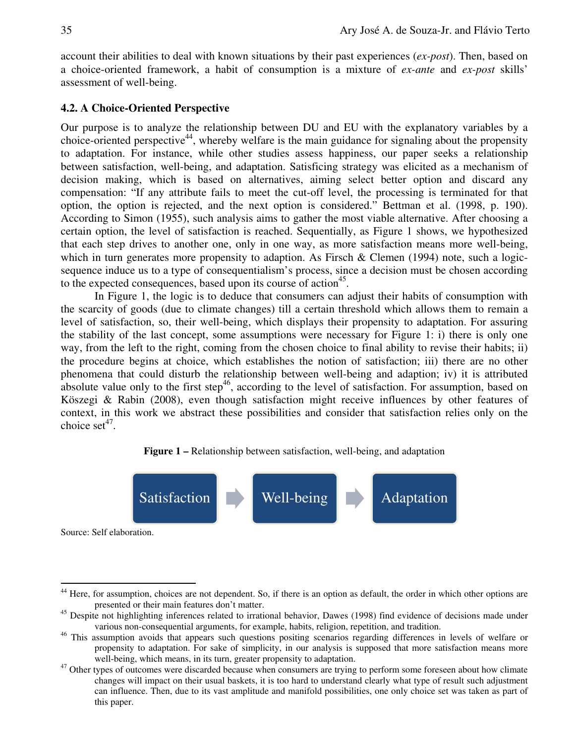account their abilities to deal with known situations by their past experiences (*ex-post*). Then, based on a choice-oriented framework, a habit of consumption is a mixture of *ex-ante* and *ex-post* skills' assessment of well-being.

### 4.2. A Choice-Oriented Perspective

Our purpose is to analyze the relationship between DU and EU with the explanatory variables by a choice-oriented perspective[44], whereby welfare is the main guidance for signaling about the propensity to adaptation. For instance, while other studies assess happiness, our paper seeks a relationship between satisfaction, well-being, and adaptation. Satisficing strategy was elicited as a mechanism of decision making, which is based on alternatives, aiming select better option and discard any compensation: "If any attribute fails to meet the cut-off level, the processing is terminated for that option, the option is rejected, and the next option is considered." Bettman et al. (1998, p. 190). According to Simon (1955), such analysis aims to gather the most viable alternative. After choosing a certain option, the level of satisfaction is reached. Sequentially, as Figure 1 shows, we hypothesized that each step drives to another one, only in one way, as more satisfaction means more well-being, which in turn generates more propensity to adaption. As Firsch & Clemen (1994) note, such a logic-sequence induce us to a type of consequentialism's process, since a decision must be chosen according to the expected consequences, based upon its course of action[45].

In Figure 1, the logic is to deduce that consumers can adjust their habits of consumption with the scarcity of goods (due to climate changes) till a certain threshold which allows them to remain a level of satisfaction, so, their well-being, which displays their propensity to adaptation. For assuring the stability of the last concept, some assumptions were necessary for Figure 1: i) there is only one way, from the left to the right, coming from the chosen choice to final ability to revise their habits; ii) the procedure begins at choice, which establishes the notion of satisfaction; iii) there are no other phenomena that could disturb the relationship between well-being and adaption; iv) it is attributed absolute value only to the first step[46], according to the level of satisfaction. For assumption, based on Köszegi & Rabin (2008), even though satisfaction might receive influences by other features of context, in this work we abstract these possibilities and consider that satisfaction relies only on the choice set[47].

**Figure 1 –** Relationship between satisfaction, well-being, and adaptation

Satisfaction → Well-being → Adaptation

Source: Self elaboration.

---

[44] Here, for assumption, choices are not dependent. So, if there is an option as default, the order in which other options are presented or their main features don't matter.

[45] Despite not highlighting inferences related to irrational behavior, Dawes (1998) find evidence of decisions made under various non-consequential arguments, for example, habits, religion, repetition, and tradition.

[46] This assumption avoids that appears such questions positing scenarios regarding differences in levels of welfare or propensity to adaptation. For sake of simplicity, in our analysis is supposed that more satisfaction means more well-being, which means, in its turn, greater propensity to adaptation.

[47] Other types of outcomes were discarded because when consumers are trying to perform some foreseen about how climate changes will impact on their usual baskets, it is too hard to understand clearly what type of result such adjustment can influence. Then, due to its vast amplitude and manifold possibilities, one only choice set was taken as part of this paper.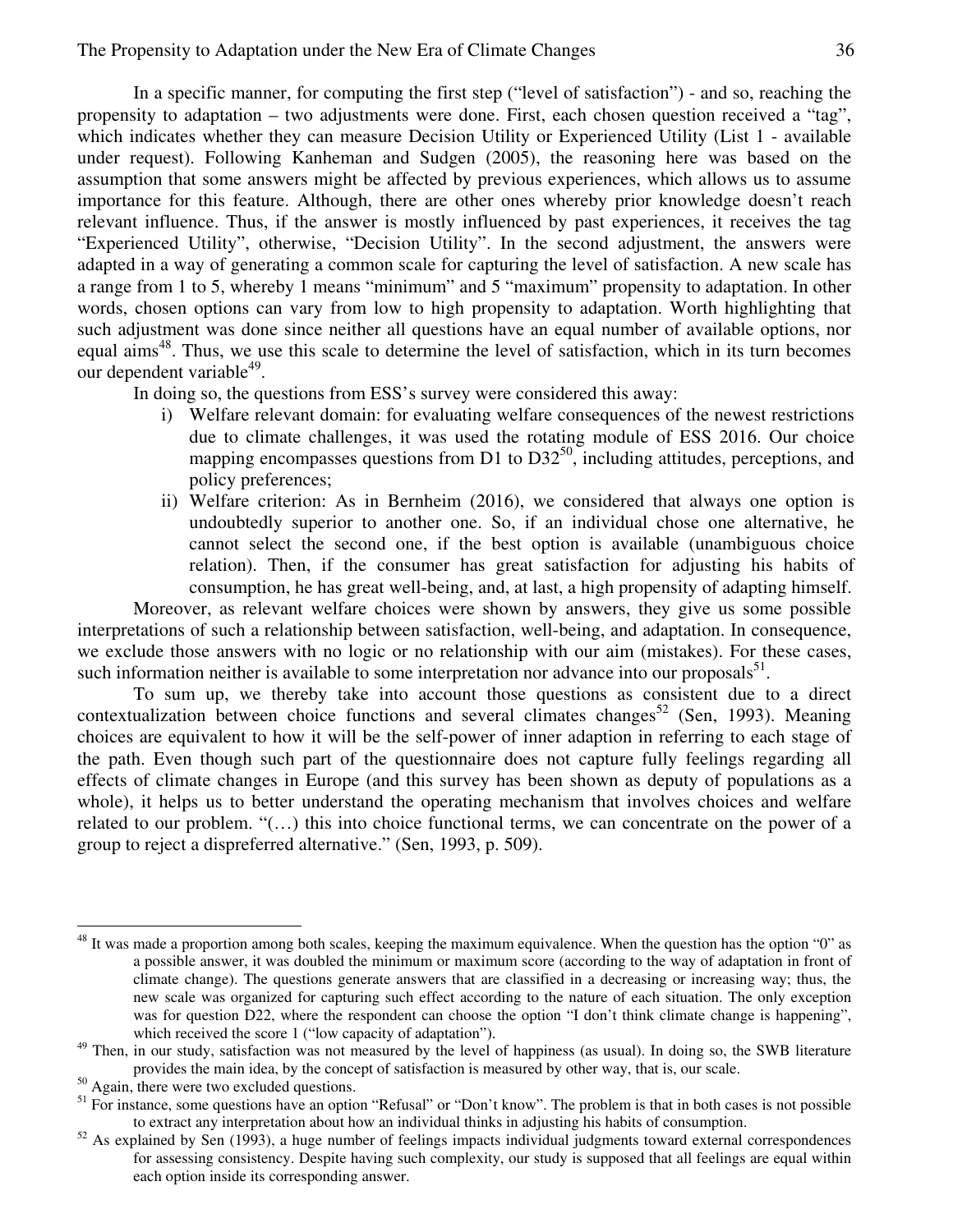In a specific manner, for computing the first step ("level of satisfaction") - and so, reaching the propensity to adaptation – two adjustments were done. First, each chosen question received a "tag", which indicates whether they can measure Decision Utility or Experienced Utility (List 1 - available under request). Following Kanheman and Sudgen (2005), the reasoning here was based on the assumption that some answers might be affected by previous experiences, which allows us to assume importance for this feature. Although, there are other ones whereby prior knowledge doesn't reach relevant influence. Thus, if the answer is mostly influenced by past experiences, it receives the tag "Experienced Utility", otherwise, "Decision Utility". In the second adjustment, the answers were adapted in a way of generating a common scale for capturing the level of satisfaction. A new scale has a range from 1 to 5, whereby 1 means "minimum" and 5 "maximum" propensity to adaptation. In other words, chosen options can vary from low to high propensity to adaptation. Worth highlighting that such adjustment was done since neither all questions have an equal number of available options, nor equal aims[48]. Thus, we use this scale to determine the level of satisfaction, which in its turn becomes our dependent variable[49].

In doing so, the questions from ESS's survey were considered this away:

i) Welfare relevant domain: for evaluating welfare consequences of the newest restrictions due to climate challenges, it was used the rotating module of ESS 2016. Our choice mapping encompasses questions from D1 to D32[50], including attitudes, perceptions, and policy preferences;
ii) Welfare criterion: As in Bernheim (2016), we considered that always one option is undoubtedly superior to another one. So, if an individual chose one alternative, he cannot select the second one, if the best option is available (unambiguous choice relation). Then, if the consumer has great satisfaction for adjusting his habits of consumption, he has great well-being, and, at last, a high propensity of adapting himself.

Moreover, as relevant welfare choices were shown by answers, they give us some possible interpretations of such a relationship between satisfaction, well-being, and adaptation. In consequence, we exclude those answers with no logic or no relationship with our aim (mistakes). For these cases, such information neither is available to some interpretation nor advance into our proposals[51].

To sum up, we thereby take into account those questions as consistent due to a direct contextualization between choice functions and several climates changes[52] (Sen, 1993). Meaning choices are equivalent to how it will be the self-power of inner adaption in referring to each stage of the path. Even though such part of the questionnaire does not capture fully feelings regarding all effects of climate changes in Europe (and this survey has been shown as deputy of populations as a whole), it helps us to better understand the operating mechanism that involves choices and welfare related to our problem. "(…) this into choice functional terms, we can concentrate on the power of a group to reject a dispreferred alternative." (Sen, 1993, p. 509).

---

[48] It was made a proportion among both scales, keeping the maximum equivalence. When the question has the option "0" as a possible answer, it was doubled the minimum or maximum score (according to the way of adaptation in front of climate change). The questions generate answers that are classified in a decreasing or increasing way; thus, the new scale was organized for capturing such effect according to the nature of each situation. The only exception was for question D22, where the respondent can choose the option "I don't think climate change is happening", which received the score 1 ("low capacity of adaptation").

[49] Then, in our study, satisfaction was not measured by the level of happiness (as usual). In doing so, the SWB literature provides the main idea, by the concept of satisfaction is measured by other way, that is, our scale.

[50] Again, there were two excluded questions.

[51] For instance, some questions have an option "Refusal" or "Don't know". The problem is that in both cases is not possible to extract any interpretation about how an individual thinks in adjusting his habits of consumption.

[52] As explained by Sen (1993), a huge number of feelings impacts individual judgments toward external correspondences for assessing consistency. Despite having such complexity, our study is supposed that all feelings are equal within each option inside its corresponding answer.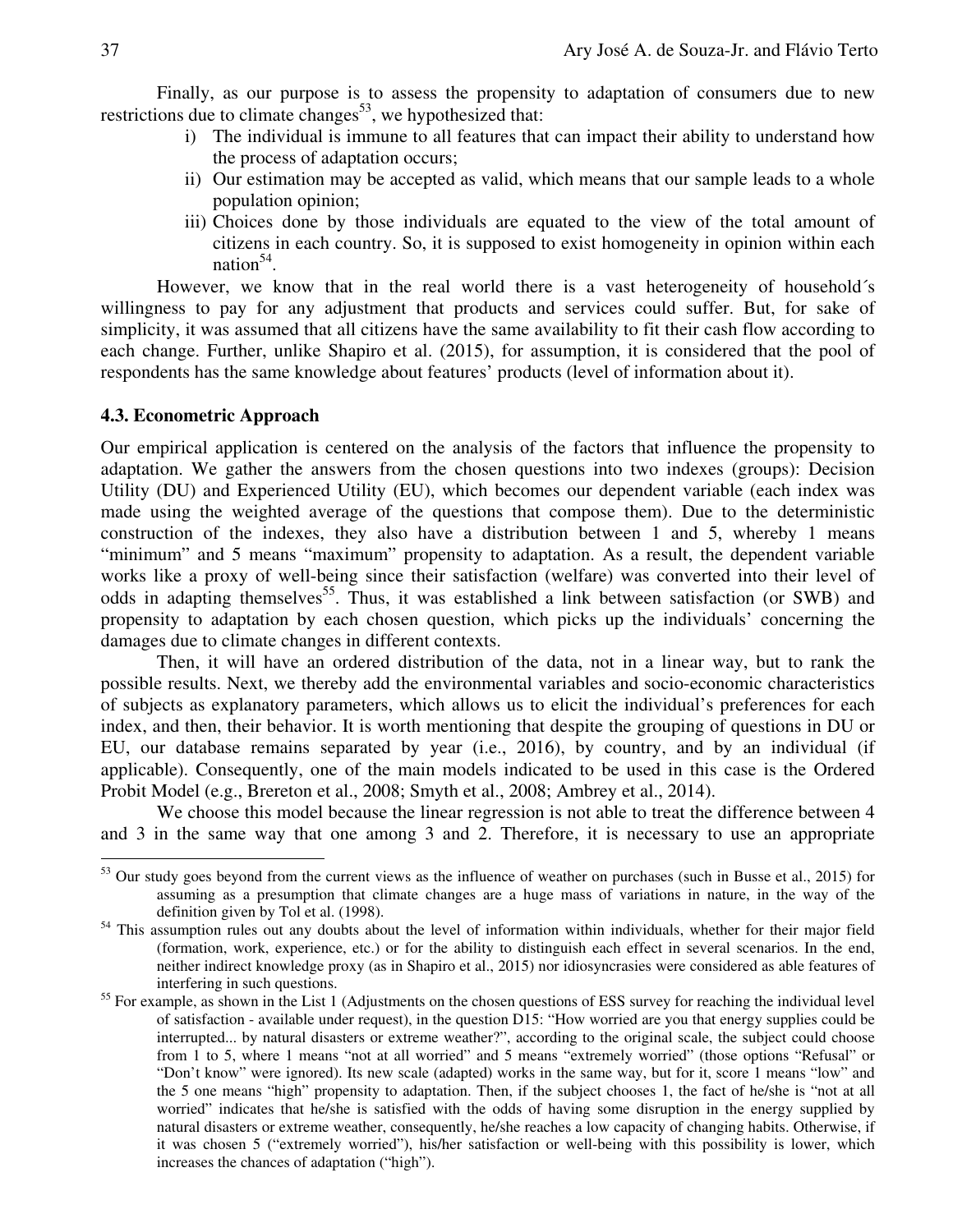Finally, as our purpose is to assess the propensity to adaptation of consumers due to new restrictions due to climate changes[53], we hypothesized that:

i) The individual is immune to all features that can impact their ability to understand how the process of adaptation occurs;
ii) Our estimation may be accepted as valid, which means that our sample leads to a whole population opinion;
iii) Choices done by those individuals are equated to the view of the total amount of citizens in each country. So, it is supposed to exist homogeneity in opinion within each nation[54].

However, we know that in the real world there is a vast heterogeneity of household´s willingness to pay for any adjustment that products and services could suffer. But, for sake of simplicity, it was assumed that all citizens have the same availability to fit their cash flow according to each change. Further, unlike Shapiro et al. (2015), for assumption, it is considered that the pool of respondents has the same knowledge about features' products (level of information about it).

### 4.3. Econometric Approach

Our empirical application is centered on the analysis of the factors that influence the propensity to adaptation. We gather the answers from the chosen questions into two indexes (groups): Decision Utility (DU) and Experienced Utility (EU), which becomes our dependent variable (each index was made using the weighted average of the questions that compose them). Due to the deterministic construction of the indexes, they also have a distribution between 1 and 5, whereby 1 means "minimum" and 5 means "maximum" propensity to adaptation. As a result, the dependent variable works like a proxy of well-being since their satisfaction (welfare) was converted into their level of odds in adapting themselves[55]. Thus, it was established a link between satisfaction (or SWB) and propensity to adaptation by each chosen question, which picks up the individuals' concerning the damages due to climate changes in different contexts.

Then, it will have an ordered distribution of the data, not in a linear way, but to rank the possible results. Next, we thereby add the environmental variables and socio-economic characteristics of subjects as explanatory parameters, which allows us to elicit the individual's preferences for each index, and then, their behavior. It is worth mentioning that despite the grouping of questions in DU or EU, our database remains separated by year (i.e., 2016), by country, and by an individual (if applicable). Consequently, one of the main models indicated to be used in this case is the Ordered Probit Model (e.g., Brereton et al., 2008; Smyth et al., 2008; Ambrey et al., 2014).

We choose this model because the linear regression is not able to treat the difference between 4 and 3 in the same way that one among 3 and 2. Therefore, it is necessary to use an appropriate

---

[53] Our study goes beyond from the current views as the influence of weather on purchases (such in Busse et al., 2015) for assuming as a presumption that climate changes are a huge mass of variations in nature, in the way of the definition given by Tol et al. (1998).

[54] This assumption rules out any doubts about the level of information within individuals, whether for their major field (formation, work, experience, etc.) or for the ability to distinguish each effect in several scenarios. In the end, neither indirect knowledge proxy (as in Shapiro et al., 2015) nor idiosyncrasies were considered as able features of interfering in such questions.

[55] For example, as shown in the List 1 (Adjustments on the chosen questions of ESS survey for reaching the individual level of satisfaction - available under request), in the question D15: "How worried are you that energy supplies could be interrupted... by natural disasters or extreme weather?", according to the original scale, the subject could choose from 1 to 5, where 1 means "not at all worried" and 5 means "extremely worried" (those options "Refusal" or "Don't know" were ignored). Its new scale (adapted) works in the same way, but for it, score 1 means "low" and the 5 one means "high" propensity to adaptation. Then, if the subject chooses 1, the fact of he/she is "not at all worried" indicates that he/she is satisfied with the odds of having some disruption in the energy supplied by natural disasters or extreme weather, consequently, he/she reaches a low capacity of changing habits. Otherwise, if it was chosen 5 ("extremely worried"), his/her satisfaction or well-being with this possibility is lower, which increases the chances of adaptation ("high").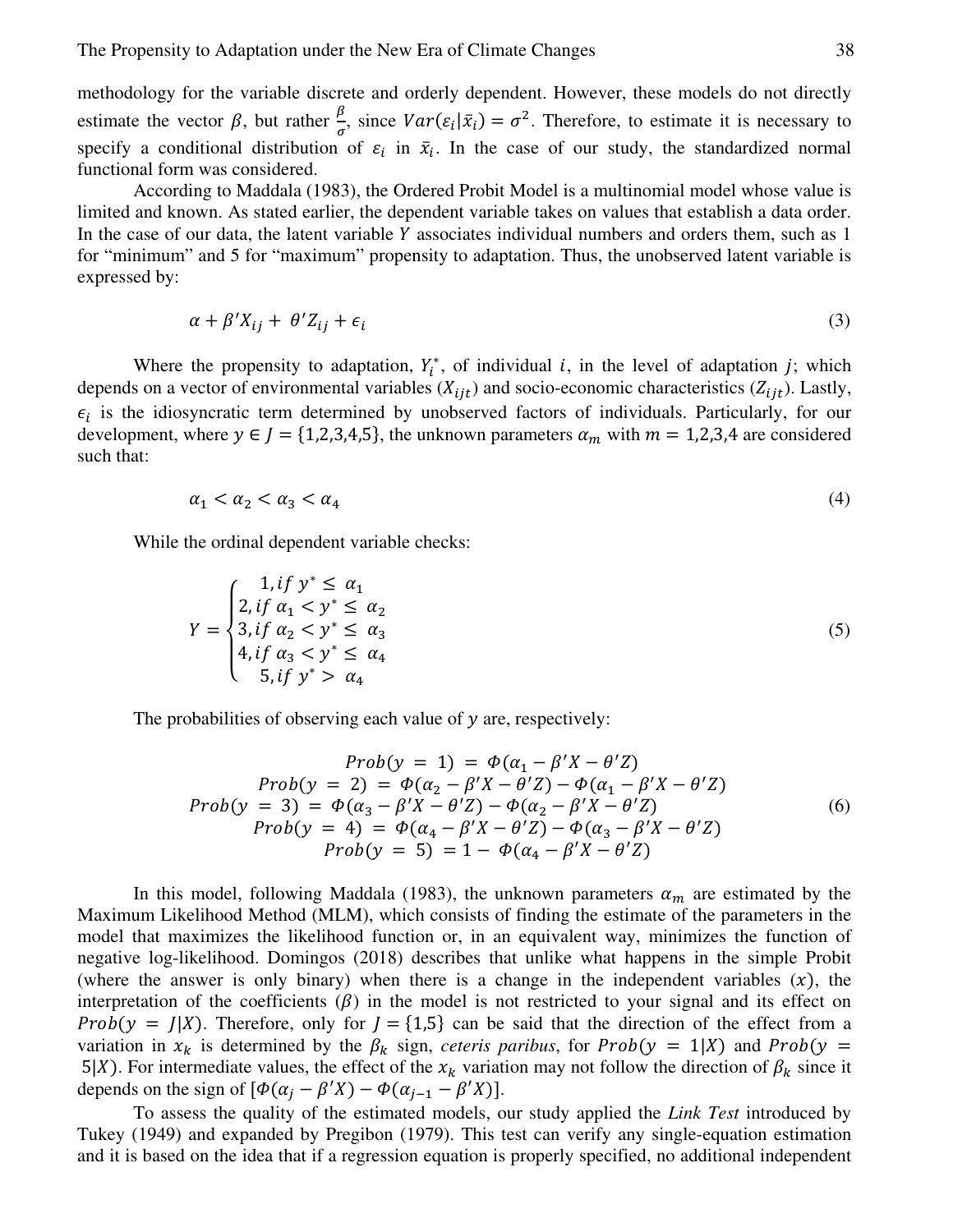methodology for the variable discrete and orderly dependent. However, these models do not directly estimate the vector $\beta$, but rather $\frac{\beta}{\sigma}$, since $Var(\varepsilon_i|\bar{x}_i) = \sigma^2$. Therefore, to estimate it is necessary to specify a conditional distribution of $\varepsilon_i$ in $\bar{x}_i$. In the case of our study, the standardized normal functional form was considered.

According to Maddala (1983), the Ordered Probit Model is a multinomial model whose value is limited and known. As stated earlier, the dependent variable takes on values that establish a data order. In the case of our data, the latent variable $Y$ associates individual numbers and orders them, such as 1 for "minimum" and 5 for "maximum" propensity to adaptation. Thus, the unobserved latent variable is expressed by:

$$\alpha + \beta' X_{ij} + \theta' Z_{ij} + \epsilon_i \tag{3}$$

Where the propensity to adaptation, $Y_i^*$, of individual $i$, in the level of adaptation $j$; which depends on a vector of environmental variables ($X_{ijt}$) and socio-economic characteristics ($Z_{ijt}$). Lastly, $\epsilon_i$ is the idiosyncratic term determined by unobserved factors of individuals. Particularly, for our development, where $y \in J = \{1,2,3,4,5\}$, the unknown parameters $\alpha_m$ with $m = 1,2,3,4$ are considered such that:

$$\alpha_1 < \alpha_2 < \alpha_3 < \alpha_4 \tag{4}$$

While the ordinal dependent variable checks:

$$Y = \begin{cases} 1, if\ y^* \leq \alpha_1 \\ 2, if\ \alpha_1 < y^* \leq \alpha_2 \\ 3, if\ \alpha_2 < y^* \leq \alpha_3 \\ 4, if\ \alpha_3 < y^* \leq \alpha_4 \\ 5, if\ y^* > \alpha_4 \end{cases} \tag{5}$$

The probabilities of observing each value of $y$ are, respectively:

$$\begin{gathered} Prob(y = 1) = \Phi(\alpha_1 - \beta' X - \theta' Z) \\ Prob(y = 2) = \Phi(\alpha_2 - \beta' X - \theta' Z) - \Phi(\alpha_1 - \beta' X - \theta' Z) \\ Prob(y = 3) = \Phi(\alpha_3 - \beta' X - \theta' Z) - \Phi(\alpha_2 - \beta' X - \theta' Z) \\ Prob(y = 4) = \Phi(\alpha_4 - \beta' X - \theta' Z) - \Phi(\alpha_3 - \beta' X - \theta' Z) \\ Prob(y = 5) = 1 - \Phi(\alpha_4 - \beta' X - \theta' Z) \end{gathered} \tag{6}$$

In this model, following Maddala (1983), the unknown parameters $\alpha_m$ are estimated by the Maximum Likelihood Method (MLM), which consists of finding the estimate of the parameters in the model that maximizes the likelihood function or, in an equivalent way, minimizes the function of negative log-likelihood. Domingos (2018) describes that unlike what happens in the simple Probit (where the answer is only binary) when there is a change in the independent variables ($x$), the interpretation of the coefficients ($\beta$) in the model is not restricted to your signal and its effect on $Prob(y = J|X)$. Therefore, only for $J = \{1,5\}$ can be said that the direction of the effect from a variation in $x_k$ is determined by the $\beta_k$ sign, *ceteris paribus*, for $Prob(y = 1|X)$ and $Prob(y = 5|X)$. For intermediate values, the effect of the $x_k$ variation may not follow the direction of $\beta_k$ since it depends on the sign of $[\Phi(\alpha_j - \beta' X) - \Phi(\alpha_{j-1} - \beta' X)]$.

To assess the quality of the estimated models, our study applied the *Link Test* introduced by Tukey (1949) and expanded by Pregibon (1979). This test can verify any single-equation estimation and it is based on the idea that if a regression equation is properly specified, no additional independent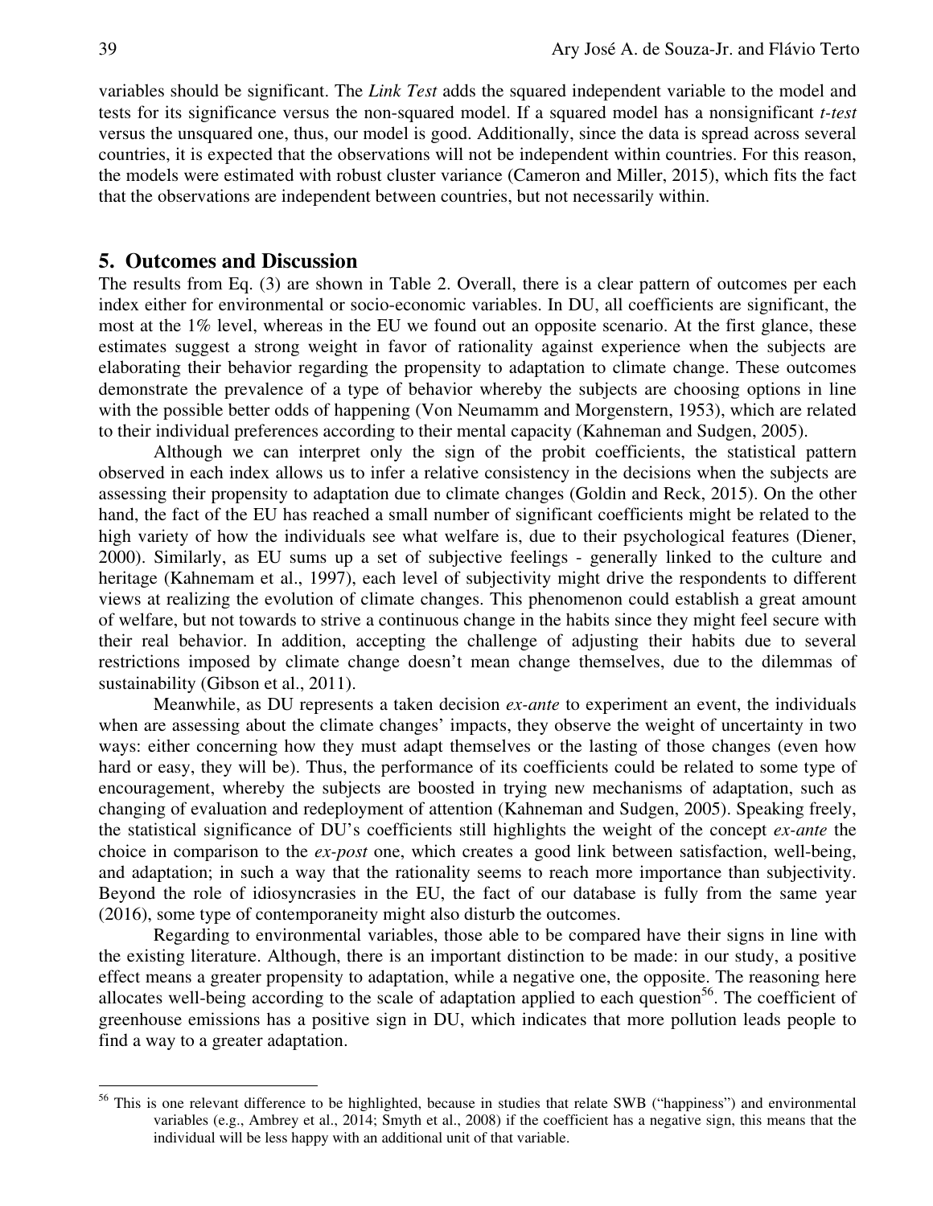variables should be significant. The *Link Test* adds the squared independent variable to the model and tests for its significance versus the non-squared model. If a squared model has a nonsignificant *t-test* versus the unsquared one, thus, our model is good. Additionally, since the data is spread across several countries, it is expected that the observations will not be independent within countries. For this reason, the models were estimated with robust cluster variance (Cameron and Miller, 2015), which fits the fact that the observations are independent between countries, but not necessarily within.

## 5. Outcomes and Discussion

The results from Eq. (3) are shown in Table 2. Overall, there is a clear pattern of outcomes per each index either for environmental or socio-economic variables. In DU, all coefficients are significant, the most at the 1% level, whereas in the EU we found out an opposite scenario. At the first glance, these estimates suggest a strong weight in favor of rationality against experience when the subjects are elaborating their behavior regarding the propensity to adaptation to climate change. These outcomes demonstrate the prevalence of a type of behavior whereby the subjects are choosing options in line with the possible better odds of happening (Von Neumamm and Morgenstern, 1953), which are related to their individual preferences according to their mental capacity (Kahneman and Sudgen, 2005).

Although we can interpret only the sign of the probit coefficients, the statistical pattern observed in each index allows us to infer a relative consistency in the decisions when the subjects are assessing their propensity to adaptation due to climate changes (Goldin and Reck, 2015). On the other hand, the fact of the EU has reached a small number of significant coefficients might be related to the high variety of how the individuals see what welfare is, due to their psychological features (Diener, 2000). Similarly, as EU sums up a set of subjective feelings - generally linked to the culture and heritage (Kahnemam et al., 1997), each level of subjectivity might drive the respondents to different views at realizing the evolution of climate changes. This phenomenon could establish a great amount of welfare, but not towards to strive a continuous change in the habits since they might feel secure with their real behavior. In addition, accepting the challenge of adjusting their habits due to several restrictions imposed by climate change doesn't mean change themselves, due to the dilemmas of sustainability (Gibson et al., 2011).

Meanwhile, as DU represents a taken decision *ex-ante* to experiment an event, the individuals when are assessing about the climate changes' impacts, they observe the weight of uncertainty in two ways: either concerning how they must adapt themselves or the lasting of those changes (even how hard or easy, they will be). Thus, the performance of its coefficients could be related to some type of encouragement, whereby the subjects are boosted in trying new mechanisms of adaptation, such as changing of evaluation and redeployment of attention (Kahneman and Sudgen, 2005). Speaking freely, the statistical significance of DU's coefficients still highlights the weight of the concept *ex-ante* the choice in comparison to the *ex-post* one, which creates a good link between satisfaction, well-being, and adaptation; in such a way that the rationality seems to reach more importance than subjectivity. Beyond the role of idiosyncrasies in the EU, the fact of our database is fully from the same year (2016), some type of contemporaneity might also disturb the outcomes.

Regarding to environmental variables, those able to be compared have their signs in line with the existing literature. Although, there is an important distinction to be made: in our study, a positive effect means a greater propensity to adaptation, while a negative one, the opposite. The reasoning here allocates well-being according to the scale of adaptation applied to each question[56]. The coefficient of greenhouse emissions has a positive sign in DU, which indicates that more pollution leads people to find a way to a greater adaptation.

[56] This is one relevant difference to be highlighted, because in studies that relate SWB ("happiness") and environmental variables (e.g., Ambrey et al., 2014; Smyth et al., 2008) if the coefficient has a negative sign, this means that the individual will be less happy with an additional unit of that variable.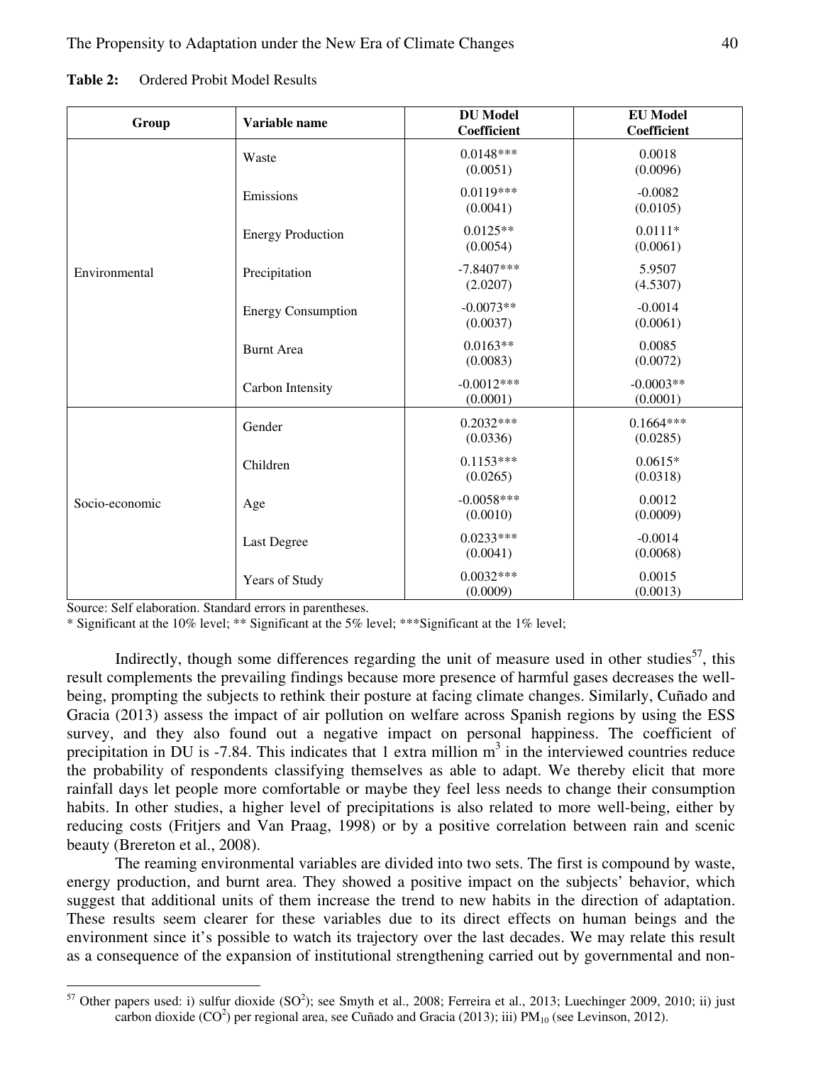**Table 2:** Ordered Probit Model Results

| Group | Variable name | DU Model Coefficient | EU Model Coefficient |
|---|---|---|---|
| Environmental | Waste | 0.0148*** (0.0051) | 0.0018 (0.0096) |
| | Emissions | 0.0119*** (0.0041) | -0.0082 (0.0105) |
| | Energy Production | 0.0125** (0.0054) | 0.0111* (0.0061) |
| | Precipitation | -7.8407*** (2.0207) | 5.9507 (4.5307) |
| | Energy Consumption | -0.0073** (0.0037) | -0.0014 (0.0061) |
| | Burnt Area | 0.0163** (0.0083) | 0.0085 (0.0072) |
| | Carbon Intensity | -0.0012*** (0.0001) | -0.0003** (0.0001) |
| Socio-economic | Gender | 0.2032*** (0.0336) | 0.1664*** (0.0285) |
| | Children | 0.1153*** (0.0265) | 0.0615* (0.0318) |
| | Age | -0.0058*** (0.0010) | 0.0012 (0.0009) |
| | Last Degree | 0.0233*** (0.0041) | -0.0014 (0.0068) |
| | Years of Study | 0.0032*** (0.0009) | 0.0015 (0.0013) |

Source: Self elaboration. Standard errors in parentheses.

* Significant at the 10% level; ** Significant at the 5% level; ***Significant at the 1% level;

Indirectly, though some differences regarding the unit of measure used in other studies[57], this result complements the prevailing findings because more presence of harmful gases decreases the well-being, prompting the subjects to rethink their posture at facing climate changes. Similarly, Cuñado and Gracia (2013) assess the impact of air pollution on welfare across Spanish regions by using the ESS survey, and they also found out a negative impact on personal happiness. The coefficient of precipitation in DU is -7.84. This indicates that 1 extra million $m^3$ in the interviewed countries reduce the probability of respondents classifying themselves as able to adapt. We thereby elicit that more rainfall days let people more comfortable or maybe they feel less needs to change their consumption habits. In other studies, a higher level of precipitations is also related to more well-being, either by reducing costs (Fritjers and Van Praag, 1998) or by a positive correlation between rain and scenic beauty (Brereton et al., 2008).

The reaming environmental variables are divided into two sets. The first is compound by waste, energy production, and burnt area. They showed a positive impact on the subjects' behavior, which suggest that additional units of them increase the trend to new habits in the direction of adaptation. These results seem clearer for these variables due to its direct effects on human beings and the environment since it's possible to watch its trajectory over the last decades. We may relate this result as a consequence of the expansion of institutional strengthening carried out by governmental and non-

[57] Other papers used: i) sulfur dioxide ($SO^2$); see Smyth et al., 2008; Ferreira et al., 2013; Luechinger 2009, 2010; ii) just carbon dioxide ($CO^2$) per regional area, see Cuñado and Gracia (2013); iii) $PM_{10}$ (see Levinson, 2012).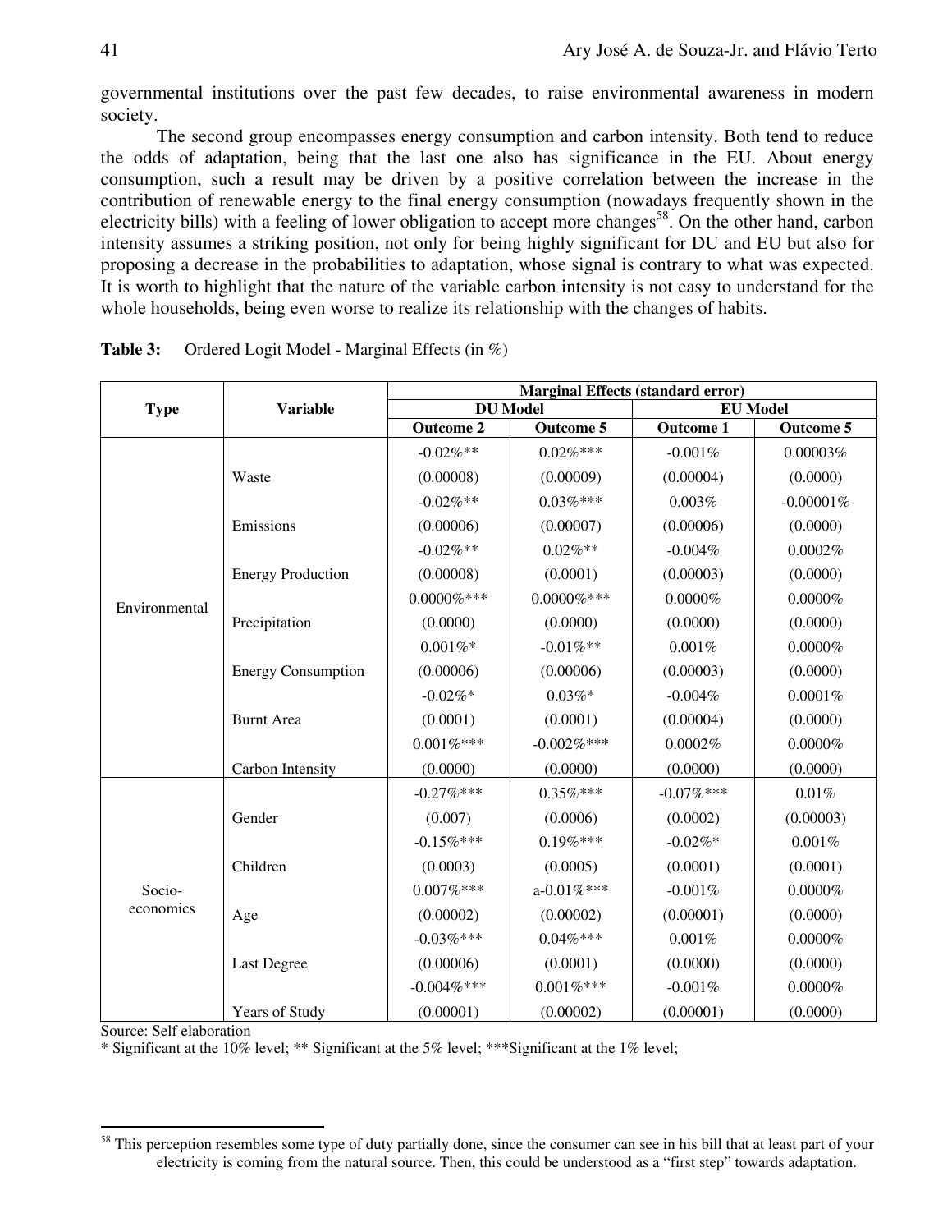governmental institutions over the past few decades, to raise environmental awareness in modern society.

The second group encompasses energy consumption and carbon intensity. Both tend to reduce the odds of adaptation, being that the last one also has significance in the EU. About energy consumption, such a result may be driven by a positive correlation between the increase in the contribution of renewable energy to the final energy consumption (nowadays frequently shown in the electricity bills) with a feeling of lower obligation to accept more changes[58]. On the other hand, carbon intensity assumes a striking position, not only for being highly significant for DU and EU but also for proposing a decrease in the probabilities to adaptation, whose signal is contrary to what was expected. It is worth to highlight that the nature of the variable carbon intensity is not easy to understand for the whole households, being even worse to realize its relationship with the changes of habits.

**Table 3:** Ordered Logit Model - Marginal Effects (in %)

| Type | Variable | Marginal Effects (standard error) | | | |
|---|---|---|---|---|---|
| | | DU Model | | EU Model | |
| | | Outcome 2 | Outcome 5 | Outcome 1 | Outcome 5 |
| Environmental | Waste | -0.02%** | 0.02%*** | -0.001% | 0.00003% |
| | | (0.00008) | (0.00009) | (0.00004) | (0.0000) |
| | Emissions | -0.02%** | 0.03%*** | 0.003% | -0.00001% |
| | | (0.00006) | (0.00007) | (0.00006) | (0.0000) |
| | Energy Production | -0.02%** | 0.02%** | -0.004% | 0.0002% |
| | | (0.00008) | (0.0001) | (0.00003) | (0.0000) |
| | Precipitation | 0.0000%*** | 0.0000%*** | 0.0000% | 0.0000% |
| | | (0.0000) | (0.0000) | (0.0000) | (0.0000) |
| | Energy Consumption | 0.001%* | -0.01%** | 0.001% | 0.0000% |
| | | (0.00006) | (0.00006) | (0.00003) | (0.0000) |
| | Burnt Area | -0.02%* | 0.03%* | -0.004% | 0.0001% |
| | | (0.0001) | (0.0001) | (0.00004) | (0.0000) |
| | Carbon Intensity | 0.001%*** | -0.002%*** | 0.0002% | 0.0000% |
| | | (0.0000) | (0.0000) | (0.0000) | (0.0000) |
| Socio-economics | Gender | -0.27%*** | 0.35%*** | -0.07%*** | 0.01% |
| | | (0.007) | (0.0006) | (0.0002) | (0.00003) |
| | Children | -0.15%*** | 0.19%*** | -0.02%* | 0.001% |
| | | (0.0003) | (0.0005) | (0.0001) | (0.0001) |
| | Age | 0.007%*** | a-0.01%*** | -0.001% | 0.0000% |
| | | (0.00002) | (0.00002) | (0.00001) | (0.0000) |
| | Last Degree | -0.03%*** | 0.04%*** | 0.001% | 0.0000% |
| | | (0.00006) | (0.0001) | (0.0000) | (0.0000) |
| | Years of Study | -0.004%*** | 0.001%*** | -0.001% | 0.0000% |
| | | (0.00001) | (0.00002) | (0.00001) | (0.0000) |

Source: Self elaboration

* Significant at the 10% level; ** Significant at the 5% level; ***Significant at the 1% level;

[58] This perception resembles some type of duty partially done, since the consumer can see in his bill that at least part of your electricity is coming from the natural source. Then, this could be understood as a "first step" towards adaptation.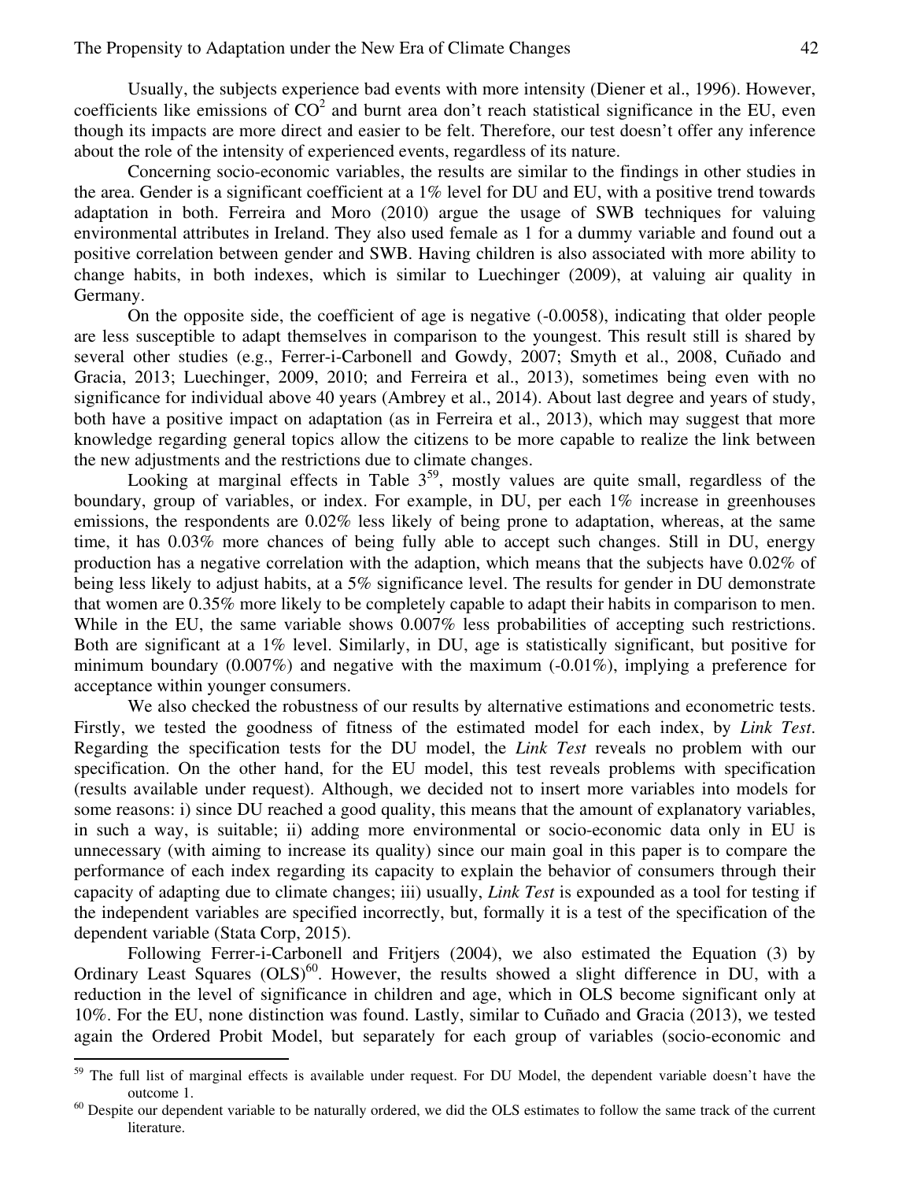Usually, the subjects experience bad events with more intensity (Diener et al., 1996). However, coefficients like emissions of $CO^2$ and burnt area don't reach statistical significance in the EU, even though its impacts are more direct and easier to be felt. Therefore, our test doesn't offer any inference about the role of the intensity of experienced events, regardless of its nature.

Concerning socio-economic variables, the results are similar to the findings in other studies in the area. Gender is a significant coefficient at a 1% level for DU and EU, with a positive trend towards adaptation in both. Ferreira and Moro (2010) argue the usage of SWB techniques for valuing environmental attributes in Ireland. They also used female as 1 for a dummy variable and found out a positive correlation between gender and SWB. Having children is also associated with more ability to change habits, in both indexes, which is similar to Luechinger (2009), at valuing air quality in Germany.

On the opposite side, the coefficient of age is negative (-0.0058), indicating that older people are less susceptible to adapt themselves in comparison to the youngest. This result still is shared by several other studies (e.g., Ferrer-i-Carbonell and Gowdy, 2007; Smyth et al., 2008, Cuñado and Gracia, 2013; Luechinger, 2009, 2010; and Ferreira et al., 2013), sometimes being even with no significance for individual above 40 years (Ambrey et al., 2014). About last degree and years of study, both have a positive impact on adaptation (as in Ferreira et al., 2013), which may suggest that more knowledge regarding general topics allow the citizens to be more capable to realize the link between the new adjustments and the restrictions due to climate changes.

Looking at marginal effects in Table 3[59], mostly values are quite small, regardless of the boundary, group of variables, or index. For example, in DU, per each 1% increase in greenhouses emissions, the respondents are 0.02% less likely of being prone to adaptation, whereas, at the same time, it has 0.03% more chances of being fully able to accept such changes. Still in DU, energy production has a negative correlation with the adaption, which means that the subjects have 0.02% of being less likely to adjust habits, at a 5% significance level. The results for gender in DU demonstrate that women are 0.35% more likely to be completely capable to adapt their habits in comparison to men. While in the EU, the same variable shows 0.007% less probabilities of accepting such restrictions. Both are significant at a 1% level. Similarly, in DU, age is statistically significant, but positive for minimum boundary (0.007%) and negative with the maximum (-0.01%), implying a preference for acceptance within younger consumers.

We also checked the robustness of our results by alternative estimations and econometric tests. Firstly, we tested the goodness of fitness of the estimated model for each index, by *Link Test*. Regarding the specification tests for the DU model, the *Link Test* reveals no problem with our specification. On the other hand, for the EU model, this test reveals problems with specification (results available under request). Although, we decided not to insert more variables into models for some reasons: i) since DU reached a good quality, this means that the amount of explanatory variables, in such a way, is suitable; ii) adding more environmental or socio-economic data only in EU is unnecessary (with aiming to increase its quality) since our main goal in this paper is to compare the performance of each index regarding its capacity to explain the behavior of consumers through their capacity of adapting due to climate changes; iii) usually, *Link Test* is expounded as a tool for testing if the independent variables are specified incorrectly, but, formally it is a test of the specification of the dependent variable (Stata Corp, 2015).

Following Ferrer-i-Carbonell and Fritjers (2004), we also estimated the Equation (3) by Ordinary Least Squares (OLS)[60]. However, the results showed a slight difference in DU, with a reduction in the level of significance in children and age, which in OLS become significant only at 10%. For the EU, none distinction was found. Lastly, similar to Cuñado and Gracia (2013), we tested again the Ordered Probit Model, but separately for each group of variables (socio-economic and

---

[59] The full list of marginal effects is available under request. For DU Model, the dependent variable doesn't have the outcome 1.

[60] Despite our dependent variable to be naturally ordered, we did the OLS estimates to follow the same track of the current literature.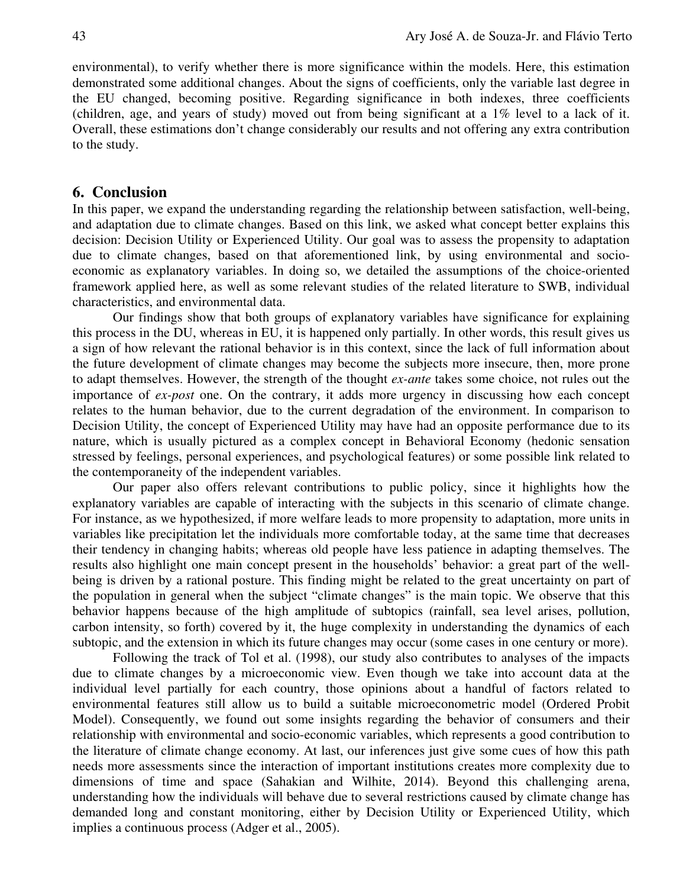environmental), to verify whether there is more significance within the models. Here, this estimation demonstrated some additional changes. About the signs of coefficients, only the variable last degree in the EU changed, becoming positive. Regarding significance in both indexes, three coefficients (children, age, and years of study) moved out from being significant at a 1% level to a lack of it. Overall, these estimations don't change considerably our results and not offering any extra contribution to the study.

## 6. Conclusion

In this paper, we expand the understanding regarding the relationship between satisfaction, well-being, and adaptation due to climate changes. Based on this link, we asked what concept better explains this decision: Decision Utility or Experienced Utility. Our goal was to assess the propensity to adaptation due to climate changes, based on that aforementioned link, by using environmental and socio-economic as explanatory variables. In doing so, we detailed the assumptions of the choice-oriented framework applied here, as well as some relevant studies of the related literature to SWB, individual characteristics, and environmental data.

Our findings show that both groups of explanatory variables have significance for explaining this process in the DU, whereas in EU, it is happened only partially. In other words, this result gives us a sign of how relevant the rational behavior is in this context, since the lack of full information about the future development of climate changes may become the subjects more insecure, then, more prone to adapt themselves. However, the strength of the thought *ex-ante* takes some choice, not rules out the importance of *ex-post* one. On the contrary, it adds more urgency in discussing how each concept relates to the human behavior, due to the current degradation of the environment. In comparison to Decision Utility, the concept of Experienced Utility may have had an opposite performance due to its nature, which is usually pictured as a complex concept in Behavioral Economy (hedonic sensation stressed by feelings, personal experiences, and psychological features) or some possible link related to the contemporaneity of the independent variables.

Our paper also offers relevant contributions to public policy, since it highlights how the explanatory variables are capable of interacting with the subjects in this scenario of climate change. For instance, as we hypothesized, if more welfare leads to more propensity to adaptation, more units in variables like precipitation let the individuals more comfortable today, at the same time that decreases their tendency in changing habits; whereas old people have less patience in adapting themselves. The results also highlight one main concept present in the households' behavior: a great part of the well-being is driven by a rational posture. This finding might be related to the great uncertainty on part of the population in general when the subject "climate changes" is the main topic. We observe that this behavior happens because of the high amplitude of subtopics (rainfall, sea level arises, pollution, carbon intensity, so forth) covered by it, the huge complexity in understanding the dynamics of each subtopic, and the extension in which its future changes may occur (some cases in one century or more).

Following the track of Tol et al. (1998), our study also contributes to analyses of the impacts due to climate changes by a microeconomic view. Even though we take into account data at the individual level partially for each country, those opinions about a handful of factors related to environmental features still allow us to build a suitable microeconometric model (Ordered Probit Model). Consequently, we found out some insights regarding the behavior of consumers and their relationship with environmental and socio-economic variables, which represents a good contribution to the literature of climate change economy. At last, our inferences just give some cues of how this path needs more assessments since the interaction of important institutions creates more complexity due to dimensions of time and space (Sahakian and Wilhite, 2014). Beyond this challenging arena, understanding how the individuals will behave due to several restrictions caused by climate change has demanded long and constant monitoring, either by Decision Utility or Experienced Utility, which implies a continuous process (Adger et al., 2005).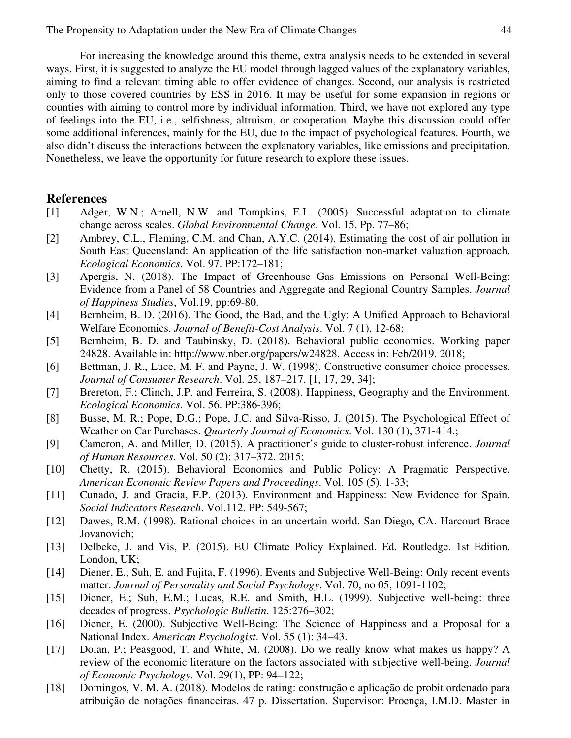For increasing the knowledge around this theme, extra analysis needs to be extended in several ways. First, it is suggested to analyze the EU model through lagged values of the explanatory variables, aiming to find a relevant timing able to offer evidence of changes. Second, our analysis is restricted only to those covered countries by ESS in 2016. It may be useful for some expansion in regions or counties with aiming to control more by individual information. Third, we have not explored any type of feelings into the EU, i.e., selfishness, altruism, or cooperation. Maybe this discussion could offer some additional inferences, mainly for the EU, due to the impact of psychological features. Fourth, we also didn't discuss the interactions between the explanatory variables, like emissions and precipitation. Nonetheless, we leave the opportunity for future research to explore these issues.

## References

[1] Adger, W.N.; Arnell, N.W. and Tompkins, E.L. (2005). Successful adaptation to climate change across scales. *Global Environmental Change*. Vol. 15. Pp. 77–86;

[2] Ambrey, C.L., Fleming, C.M. and Chan, A.Y.C. (2014). Estimating the cost of air pollution in South East Queensland: An application of the life satisfaction non-market valuation approach. *Ecological Economics*. Vol. 97. PP:172–181;

[3] Apergis, N. (2018). The Impact of Greenhouse Gas Emissions on Personal Well-Being: Evidence from a Panel of 58 Countries and Aggregate and Regional Country Samples. *Journal of Happiness Studies*, Vol.19, pp:69-80.

[4] Bernheim, B. D. (2016). The Good, the Bad, and the Ugly: A Unified Approach to Behavioral Welfare Economics. *Journal of Benefit-Cost Analysis*. Vol. 7 (1), 12-68;

[5] Bernheim, B. D. and Taubinsky, D. (2018). Behavioral public economics. Working paper 24828. Available in: http://www.nber.org/papers/w24828. Access in: Feb/2019. 2018;

[6] Bettman, J. R., Luce, M. F. and Payne, J. W. (1998). Constructive consumer choice processes. *Journal of Consumer Research*. Vol. 25, 187–217. [1, 17, 29, 34];

[7] Brereton, F.; Clinch, J.P. and Ferreira, S. (2008). Happiness, Geography and the Environment. *Ecological Economics*. Vol. 56. PP:386-396;

[8] Busse, M. R.; Pope, D.G.; Pope, J.C. and Silva-Risso, J. (2015). The Psychological Effect of Weather on Car Purchases. *Quarterly Journal of Economics*. Vol. 130 (1), 371-414.;

[9] Cameron, A. and Miller, D. (2015). A practitioner's guide to cluster-robust inference. *Journal of Human Resources*. Vol. 50 (2): 317–372, 2015;

[10] Chetty, R. (2015). Behavioral Economics and Public Policy: A Pragmatic Perspective. *American Economic Review Papers and Proceedings*. Vol. 105 (5), 1-33;

[11] Cuñado, J. and Gracia, F.P. (2013). Environment and Happiness: New Evidence for Spain. *Social Indicators Research*. Vol.112. PP: 549-567;

[12] Dawes, R.M. (1998). Rational choices in an uncertain world. San Diego, CA. Harcourt Brace Jovanovich;

[13] Delbeke, J. and Vis, P. (2015). EU Climate Policy Explained. Ed. Routledge. 1st Edition. London, UK;

[14] Diener, E.; Suh, E. and Fujita, F. (1996). Events and Subjective Well-Being: Only recent events matter. *Journal of Personality and Social Psychology*. Vol. 70, no 05, 1091-1102;

[15] Diener, E.; Suh, E.M.; Lucas, R.E. and Smith, H.L. (1999). Subjective well-being: three decades of progress. *Psychologic Bulletin*. 125:276–302;

[16] Diener, E. (2000). Subjective Well-Being: The Science of Happiness and a Proposal for a National Index. *American Psychologist*. Vol. 55 (1): 34–43.

[17] Dolan, P.; Peasgood, T. and White, M. (2008). Do we really know what makes us happy? A review of the economic literature on the factors associated with subjective well-being. *Journal of Economic Psychology*. Vol. 29(1), PP: 94–122;

[18] Domingos, V. M. A. (2018). Modelos de rating: construção e aplicação de probit ordenado para atribuição de notações financeiras. 47 p. Dissertation. Supervisor: Proença, I.M.D. Master in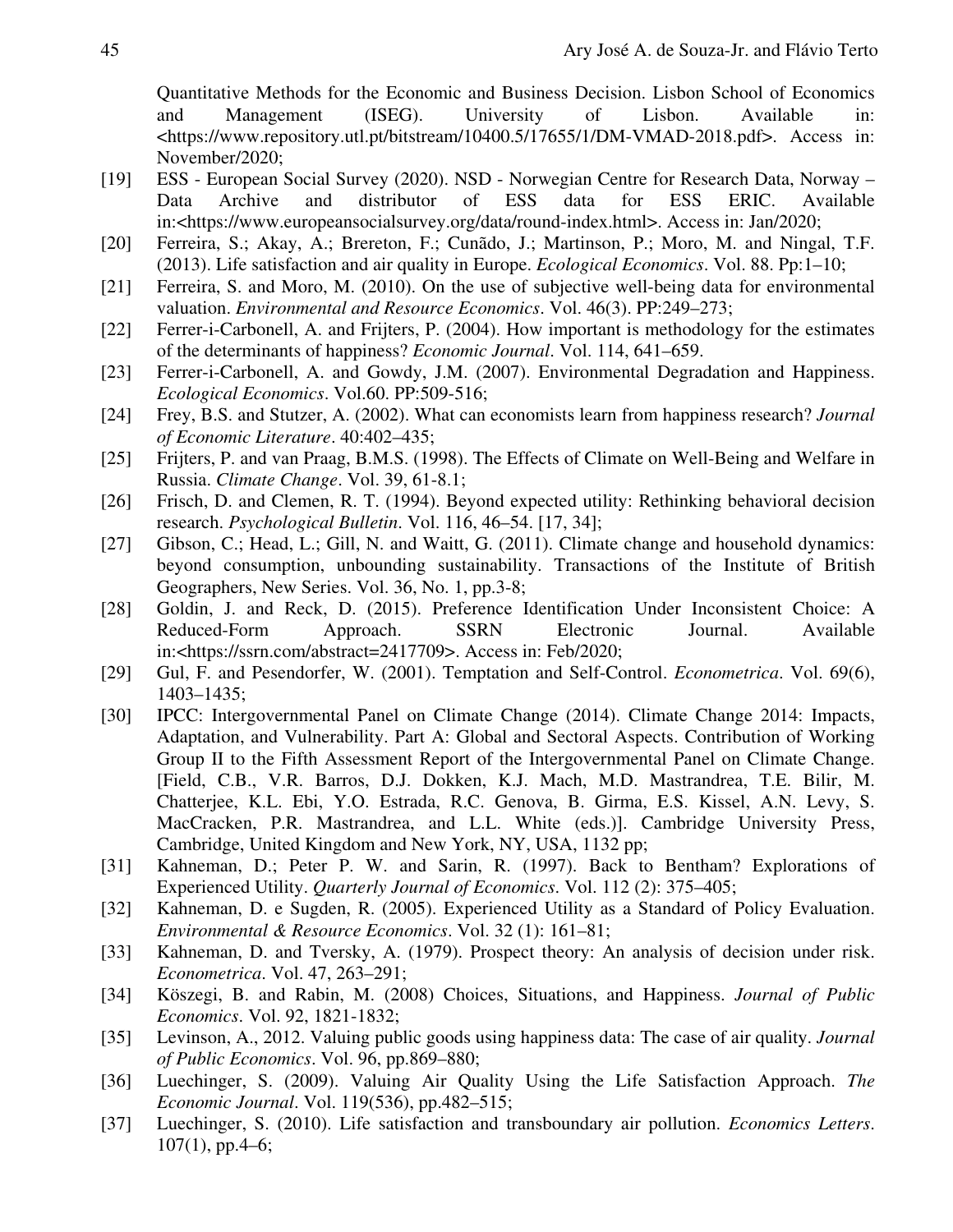Quantitative Methods for the Economic and Business Decision. Lisbon School of Economics and Management (ISEG). University of Lisbon. Available in: <https://www.repository.utl.pt/bitstream/10400.5/17655/1/DM-VMAD-2018.pdf>. Access in: November/2020;

[19] ESS - European Social Survey (2020). NSD - Norwegian Centre for Research Data, Norway – Data Archive and distributor of ESS data for ESS ERIC. Available in:<https://www.europeansocialsurvey.org/data/round-index.html>. Access in: Jan/2020;

[20] Ferreira, S.; Akay, A.; Brereton, F.; Cunãdo, J.; Martinson, P.; Moro, M. and Ningal, T.F. (2013). Life satisfaction and air quality in Europe. *Ecological Economics*. Vol. 88. Pp:1–10;

[21] Ferreira, S. and Moro, M. (2010). On the use of subjective well-being data for environmental valuation. *Environmental and Resource Economics*. Vol. 46(3). PP:249–273;

[22] Ferrer-i-Carbonell, A. and Frijters, P. (2004). How important is methodology for the estimates of the determinants of happiness? *Economic Journal*. Vol. 114, 641–659.

[23] Ferrer-i-Carbonell, A. and Gowdy, J.M. (2007). Environmental Degradation and Happiness. *Ecological Economics*. Vol.60. PP:509-516;

[24] Frey, B.S. and Stutzer, A. (2002). What can economists learn from happiness research? *Journal of Economic Literature*. 40:402–435;

[25] Frijters, P. and van Praag, B.M.S. (1998). The Effects of Climate on Well-Being and Welfare in Russia. *Climate Change*. Vol. 39, 61-8.1;

[26] Frisch, D. and Clemen, R. T. (1994). Beyond expected utility: Rethinking behavioral decision research. *Psychological Bulletin*. Vol. 116, 46–54. [17, 34];

[27] Gibson, C.; Head, L.; Gill, N. and Waitt, G. (2011). Climate change and household dynamics: beyond consumption, unbounding sustainability. Transactions of the Institute of British Geographers, New Series. Vol. 36, No. 1, pp.3-8;

[28] Goldin, J. and Reck, D. (2015). Preference Identification Under Inconsistent Choice: A Reduced-Form Approach. SSRN Electronic Journal. Available in:<https://ssrn.com/abstract=2417709>. Access in: Feb/2020;

[29] Gul, F. and Pesendorfer, W. (2001). Temptation and Self-Control. *Econometrica*. Vol. 69(6), 1403–1435;

[30] IPCC: Intergovernmental Panel on Climate Change (2014). Climate Change 2014: Impacts, Adaptation, and Vulnerability. Part A: Global and Sectoral Aspects. Contribution of Working Group II to the Fifth Assessment Report of the Intergovernmental Panel on Climate Change. [Field, C.B., V.R. Barros, D.J. Dokken, K.J. Mach, M.D. Mastrandrea, T.E. Bilir, M. Chatterjee, K.L. Ebi, Y.O. Estrada, R.C. Genova, B. Girma, E.S. Kissel, A.N. Levy, S. MacCracken, P.R. Mastrandrea, and L.L. White (eds.)]. Cambridge University Press, Cambridge, United Kingdom and New York, NY, USA, 1132 pp;

[31] Kahneman, D.; Peter P. W. and Sarin, R. (1997). Back to Bentham? Explorations of Experienced Utility. *Quarterly Journal of Economics*. Vol. 112 (2): 375–405;

[32] Kahneman, D. e Sugden, R. (2005). Experienced Utility as a Standard of Policy Evaluation. *Environmental & Resource Economics*. Vol. 32 (1): 161–81;

[33] Kahneman, D. and Tversky, A. (1979). Prospect theory: An analysis of decision under risk. *Econometrica*. Vol. 47, 263–291;

[34] Köszegi, B. and Rabin, M. (2008) Choices, Situations, and Happiness. *Journal of Public Economics*. Vol. 92, 1821-1832;

[35] Levinson, A., 2012. Valuing public goods using happiness data: The case of air quality. *Journal of Public Economics*. Vol. 96, pp.869–880;

[36] Luechinger, S. (2009). Valuing Air Quality Using the Life Satisfaction Approach. *The Economic Journal*. Vol. 119(536), pp.482–515;

[37] Luechinger, S. (2010). Life satisfaction and transboundary air pollution. *Economics Letters*. 107(1), pp.4–6;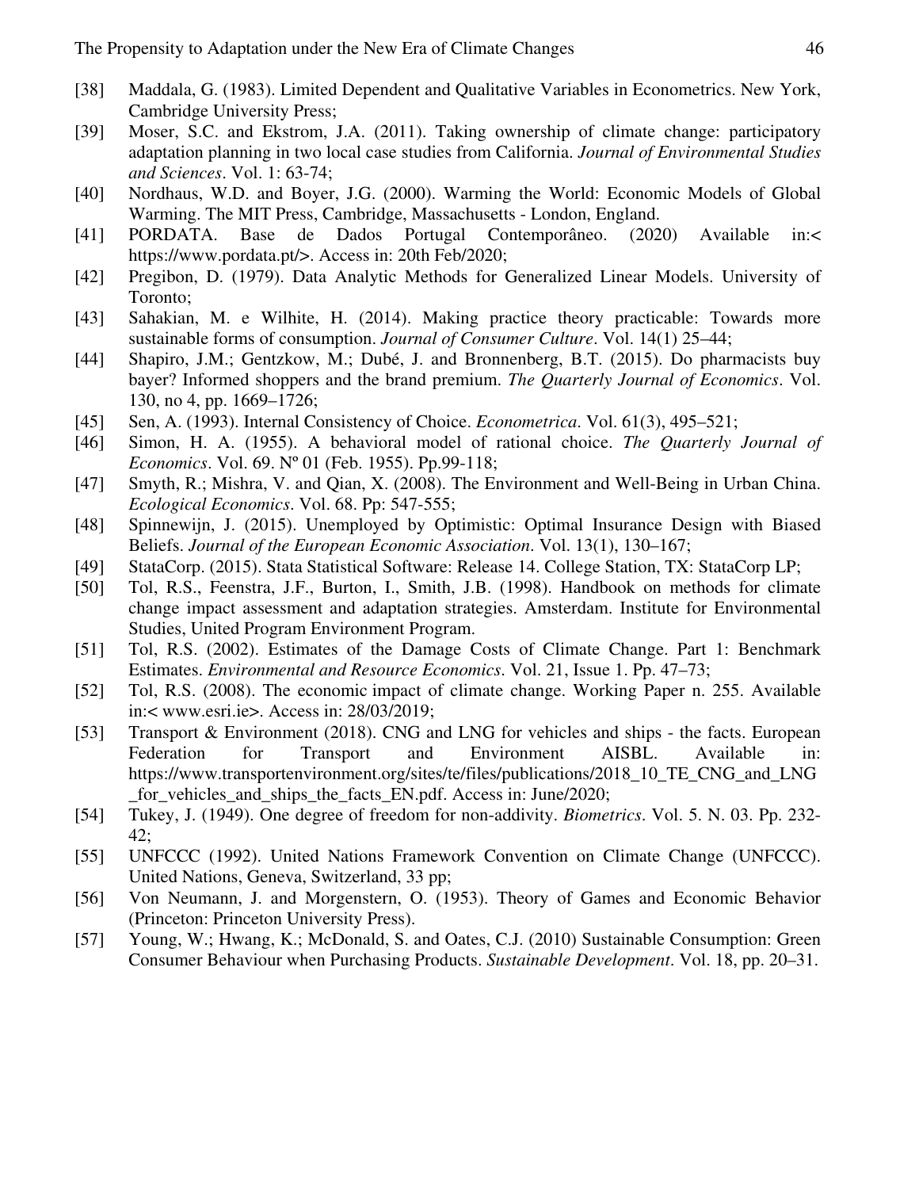[38] Maddala, G. (1983). Limited Dependent and Qualitative Variables in Econometrics. New York, Cambridge University Press;

[39] Moser, S.C. and Ekstrom, J.A. (2011). Taking ownership of climate change: participatory adaptation planning in two local case studies from California. *Journal of Environmental Studies and Sciences*. Vol. 1: 63-74;

[40] Nordhaus, W.D. and Boyer, J.G. (2000). Warming the World: Economic Models of Global Warming. The MIT Press, Cambridge, Massachusetts - London, England.

[41] PORDATA. Base de Dados Portugal Contemporâneo. (2020) Available in:< https://www.pordata.pt/>. Access in: 20th Feb/2020;

[42] Pregibon, D. (1979). Data Analytic Methods for Generalized Linear Models. University of Toronto;

[43] Sahakian, M. e Wilhite, H. (2014). Making practice theory practicable: Towards more sustainable forms of consumption. *Journal of Consumer Culture*. Vol. 14(1) 25–44;

[44] Shapiro, J.M.; Gentzkow, M.; Dubé, J. and Bronnenberg, B.T. (2015). Do pharmacists buy bayer? Informed shoppers and the brand premium. *The Quarterly Journal of Economics*. Vol. 130, no 4, pp. 1669–1726;

[45] Sen, A. (1993). Internal Consistency of Choice. *Econometrica*. Vol. 61(3), 495–521;

[46] Simon, H. A. (1955). A behavioral model of rational choice. *The Quarterly Journal of Economics*. Vol. 69. Nº 01 (Feb. 1955). Pp.99-118;

[47] Smyth, R.; Mishra, V. and Qian, X. (2008). The Environment and Well-Being in Urban China. *Ecological Economics*. Vol. 68. Pp: 547-555;

[48] Spinnewijn, J. (2015). Unemployed by Optimistic: Optimal Insurance Design with Biased Beliefs. *Journal of the European Economic Association*. Vol. 13(1), 130–167;

[49] StataCorp. (2015). Stata Statistical Software: Release 14. College Station, TX: StataCorp LP;

[50] Tol, R.S., Feenstra, J.F., Burton, I., Smith, J.B. (1998). Handbook on methods for climate change impact assessment and adaptation strategies. Amsterdam. Institute for Environmental Studies, United Program Environment Program.

[51] Tol, R.S. (2002). Estimates of the Damage Costs of Climate Change. Part 1: Benchmark Estimates. *Environmental and Resource Economics*. Vol. 21, Issue 1. Pp. 47–73;

[52] Tol, R.S. (2008). The economic impact of climate change. Working Paper n. 255. Available in:< www.esri.ie>. Access in: 28/03/2019;

[53] Transport & Environment (2018). CNG and LNG for vehicles and ships - the facts. European Federation for Transport and Environment AISBL. Available in: https://www.transportenvironment.org/sites/te/files/publications/2018_10_TE_CNG_and_LNG_for_vehicles_and_ships_the_facts_EN.pdf. Access in: June/2020;

[54] Tukey, J. (1949). One degree of freedom for non-addivity. *Biometrics*. Vol. 5. N. 03. Pp. 232-42;

[55] UNFCCC (1992). United Nations Framework Convention on Climate Change (UNFCCC). United Nations, Geneva, Switzerland, 33 pp;

[56] Von Neumann, J. and Morgenstern, O. (1953). Theory of Games and Economic Behavior (Princeton: Princeton University Press).

[57] Young, W.; Hwang, K.; McDonald, S. and Oates, C.J. (2010) Sustainable Consumption: Green Consumer Behaviour when Purchasing Products. *Sustainable Development*. Vol. 18, pp. 20–31.